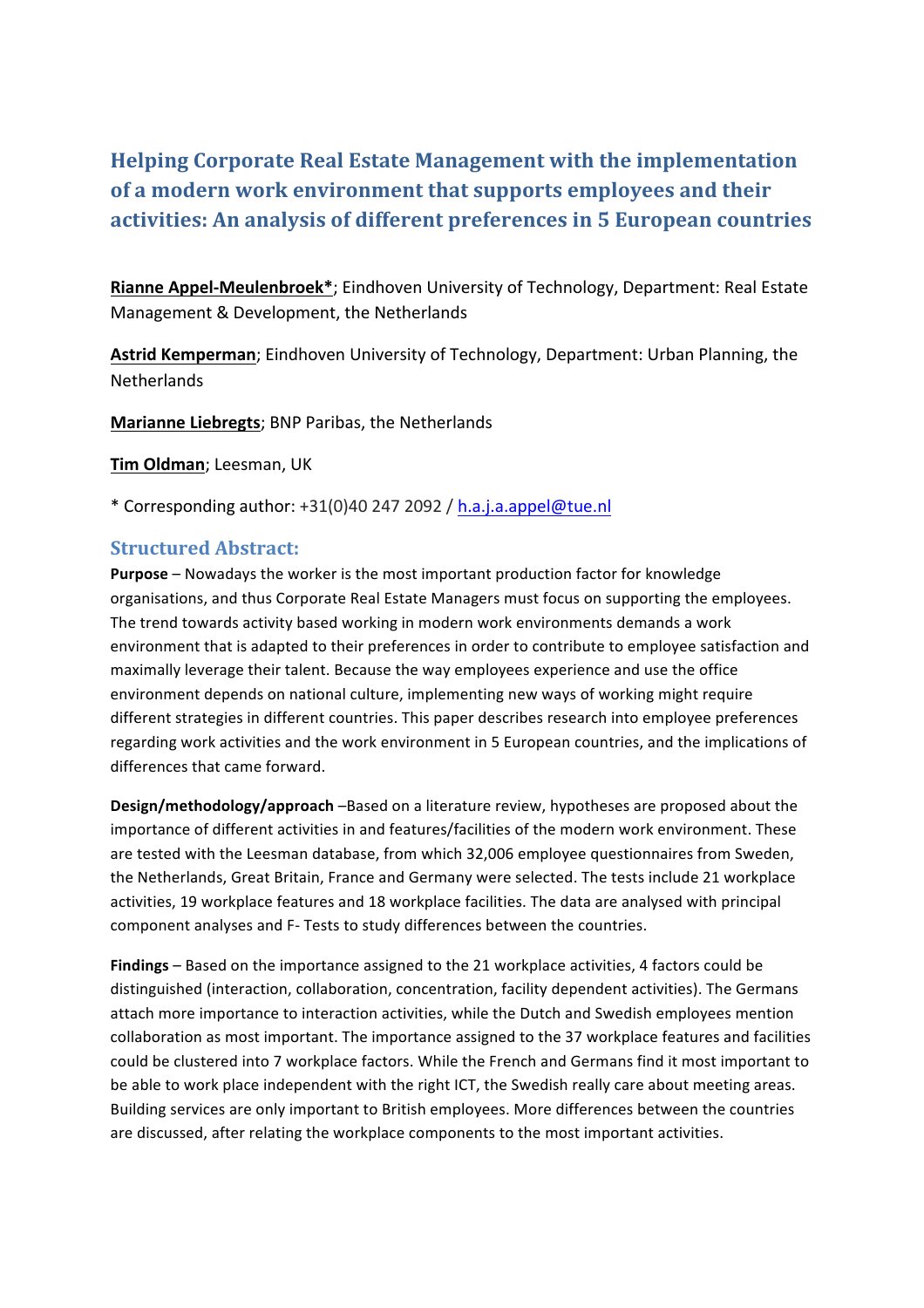# Helping Corporate Real Estate Management with the implementation of a modern work environment that supports employees and their activities: An analysis of different preferences in 5 European countries

**Rianne Appel-Meulenbroek***; Eindhoven University of Technology, Department: Real Estate Management & Development, the Netherlands

**Astrid Kemperman**; Eindhoven University of Technology, Department: Urban Planning, the Netherlands

**Marianne Liebregts**; BNP Paribas, the Netherlands

**Tim Oldman**; Leesman, UK

* Corresponding author: +31(0)40 247 2092 / h.a.j.a.appel@tue.nl

## Structured Abstract:

**Purpose** – Nowadays the worker is the most important production factor for knowledge organisations, and thus Corporate Real Estate Managers must focus on supporting the employees. The trend towards activity based working in modern work environments demands a work environment that is adapted to their preferences in order to contribute to employee satisfaction and maximally leverage their talent. Because the way employees experience and use the office environment depends on national culture, implementing new ways of working might require different strategies in different countries. This paper describes research into employee preferences regarding work activities and the work environment in 5 European countries, and the implications of differences that came forward.

**Design/methodology/approach** –Based on a literature review, hypotheses are proposed about the importance of different activities in and features/facilities of the modern work environment. These are tested with the Leesman database, from which 32,006 employee questionnaires from Sweden, the Netherlands, Great Britain, France and Germany were selected. The tests include 21 workplace activities, 19 workplace features and 18 workplace facilities. The data are analysed with principal component analyses and F- Tests to study differences between the countries.

**Findings** – Based on the importance assigned to the 21 workplace activities, 4 factors could be distinguished (interaction, collaboration, concentration, facility dependent activities). The Germans attach more importance to interaction activities, while the Dutch and Swedish employees mention collaboration as most important. The importance assigned to the 37 workplace features and facilities could be clustered into 7 workplace factors. While the French and Germans find it most important to be able to work place independent with the right ICT, the Swedish really care about meeting areas. Building services are only important to British employees. More differences between the countries are discussed, after relating the workplace components to the most important activities.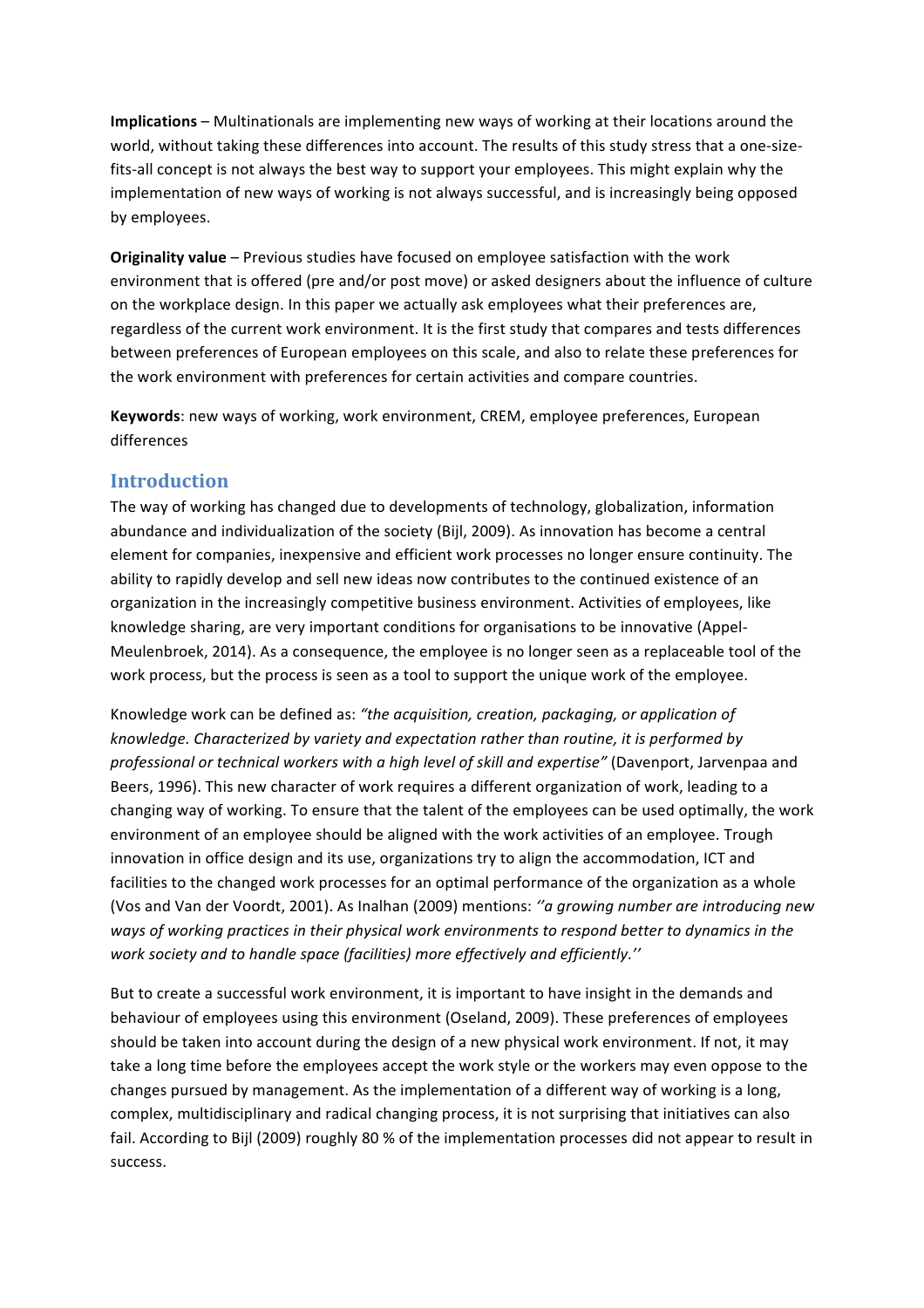**Implications** – Multinationals are implementing new ways of working at their locations around the world, without taking these differences into account. The results of this study stress that a one-size-fits-all concept is not always the best way to support your employees. This might explain why the implementation of new ways of working is not always successful, and is increasingly being opposed by employees.

**Originality value** – Previous studies have focused on employee satisfaction with the work environment that is offered (pre and/or post move) or asked designers about the influence of culture on the workplace design. In this paper we actually ask employees what their preferences are, regardless of the current work environment. It is the first study that compares and tests differences between preferences of European employees on this scale, and also to relate these preferences for the work environment with preferences for certain activities and compare countries.

**Keywords**: new ways of working, work environment, CREM, employee preferences, European differences

## Introduction

The way of working has changed due to developments of technology, globalization, information abundance and individualization of the society (Bijl, 2009). As innovation has become a central element for companies, inexpensive and efficient work processes no longer ensure continuity. The ability to rapidly develop and sell new ideas now contributes to the continued existence of an organization in the increasingly competitive business environment. Activities of employees, like knowledge sharing, are very important conditions for organisations to be innovative (Appel-Meulenbroek, 2014). As a consequence, the employee is no longer seen as a replaceable tool of the work process, but the process is seen as a tool to support the unique work of the employee.

Knowledge work can be defined as: *"the acquisition, creation, packaging, or application of knowledge. Characterized by variety and expectation rather than routine, it is performed by professional or technical workers with a high level of skill and expertise"* (Davenport, Jarvenpaa and Beers, 1996). This new character of work requires a different organization of work, leading to a changing way of working. To ensure that the talent of the employees can be used optimally, the work environment of an employee should be aligned with the work activities of an employee. Trough innovation in office design and its use, organizations try to align the accommodation, ICT and facilities to the changed work processes for an optimal performance of the organization as a whole (Vos and Van der Voordt, 2001). As Inalhan (2009) mentions: *''a growing number are introducing new ways of working practices in their physical work environments to respond better to dynamics in the work society and to handle space (facilities) more effectively and efficiently.''*

But to create a successful work environment, it is important to have insight in the demands and behaviour of employees using this environment (Oseland, 2009). These preferences of employees should be taken into account during the design of a new physical work environment. If not, it may take a long time before the employees accept the work style or the workers may even oppose to the changes pursued by management. As the implementation of a different way of working is a long, complex, multidisciplinary and radical changing process, it is not surprising that initiatives can also fail. According to Bijl (2009) roughly 80 % of the implementation processes did not appear to result in success.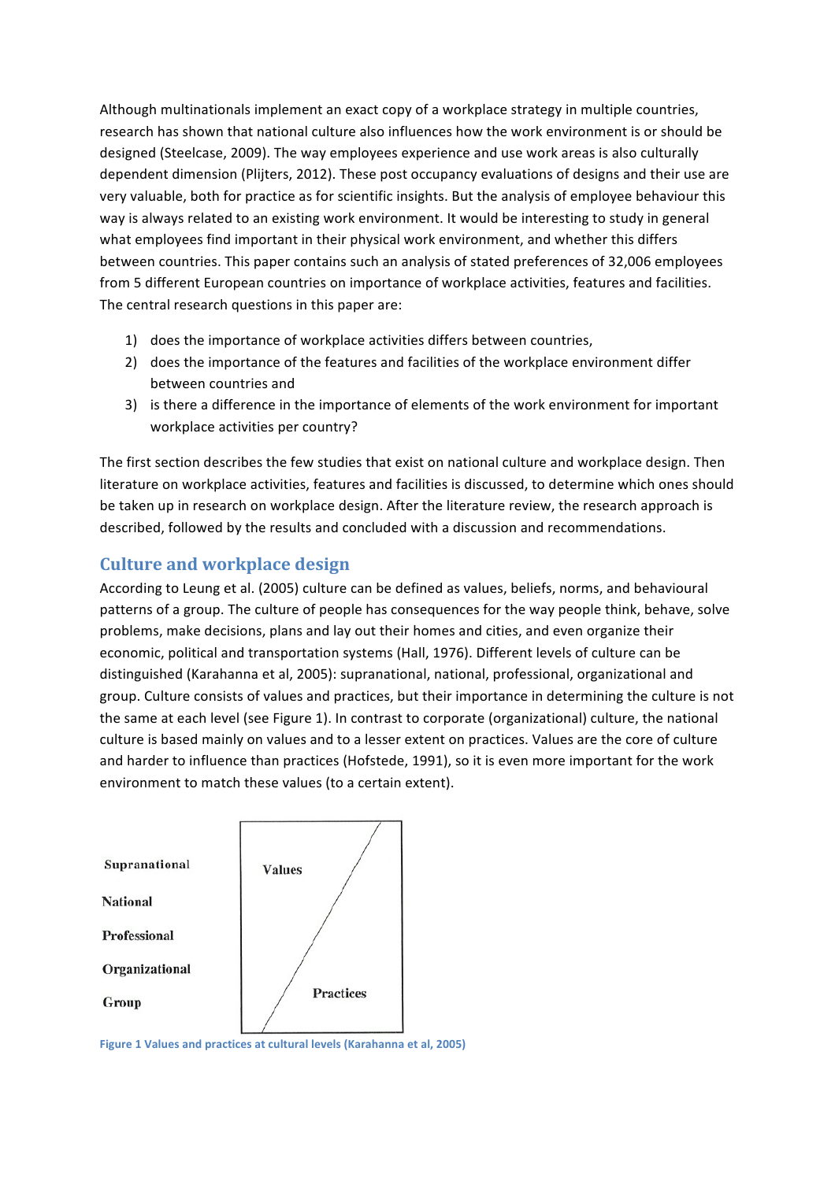Although multinationals implement an exact copy of a workplace strategy in multiple countries, research has shown that national culture also influences how the work environment is or should be designed (Steelcase, 2009). The way employees experience and use work areas is also culturally dependent dimension (Plijters, 2012). These post occupancy evaluations of designs and their use are very valuable, both for practice as for scientific insights. But the analysis of employee behaviour this way is always related to an existing work environment. It would be interesting to study in general what employees find important in their physical work environment, and whether this differs between countries. This paper contains such an analysis of stated preferences of 32,006 employees from 5 different European countries on importance of workplace activities, features and facilities. The central research questions in this paper are:

1) does the importance of workplace activities differs between countries,
2) does the importance of the features and facilities of the workplace environment differ between countries and
3) is there a difference in the importance of elements of the work environment for important workplace activities per country?

The first section describes the few studies that exist on national culture and workplace design. Then literature on workplace activities, features and facilities is discussed, to determine which ones should be taken up in research on workplace design. After the literature review, the research approach is described, followed by the results and concluded with a discussion and recommendations.

## Culture and workplace design

According to Leung et al. (2005) culture can be defined as values, beliefs, norms, and behavioural patterns of a group. The culture of people has consequences for the way people think, behave, solve problems, make decisions, plans and lay out their homes and cities, and even organize their economic, political and transportation systems (Hall, 1976). Different levels of culture can be distinguished (Karahanna et al, 2005): supranational, national, professional, organizational and group. Culture consists of values and practices, but their importance in determining the culture is not the same at each level (see Figure 1). In contrast to corporate (organizational) culture, the national culture is based mainly on values and to a lesser extent on practices. Values are the core of culture and harder to influence than practices (Hofstede, 1991), so it is even more important for the work environment to match these values (to a certain extent).

Supranational

National

Professional

Organizational

Group

Values

Practices

Figure 1 Values and practices at cultural levels (Karahanna et al, 2005)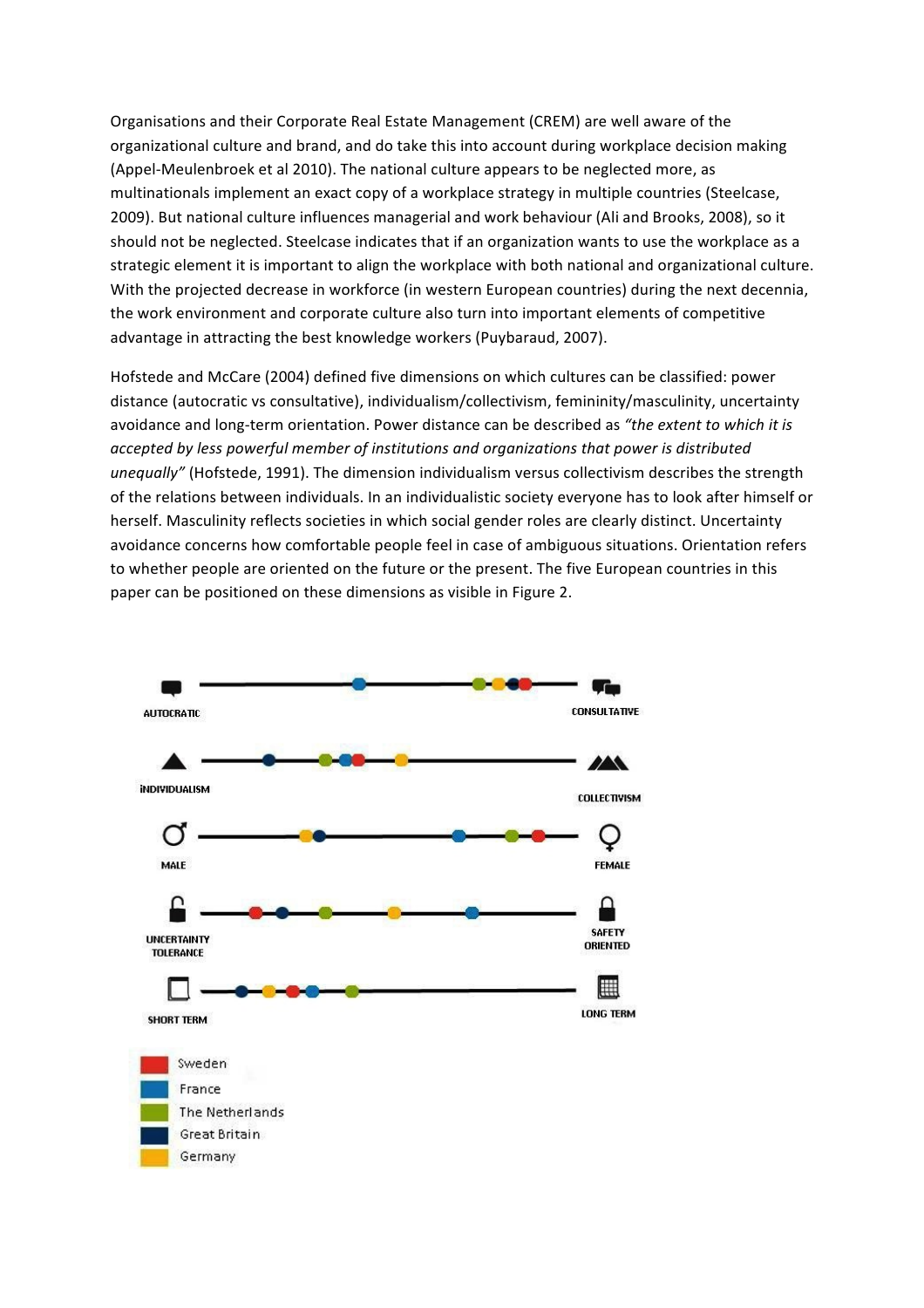Organisations and their Corporate Real Estate Management (CREM) are well aware of the organizational culture and brand, and do take this into account during workplace decision making (Appel-Meulenbroek et al 2010). The national culture appears to be neglected more, as multinationals implement an exact copy of a workplace strategy in multiple countries (Steelcase, 2009). But national culture influences managerial and work behaviour (Ali and Brooks, 2008), so it should not be neglected. Steelcase indicates that if an organization wants to use the workplace as a strategic element it is important to align the workplace with both national and organizational culture. With the projected decrease in workforce (in western European countries) during the next decennia, the work environment and corporate culture also turn into important elements of competitive advantage in attracting the best knowledge workers (Puybaraud, 2007).

Hofstede and McCare (2004) defined five dimensions on which cultures can be classified: power distance (autocratic vs consultative), individualism/collectivism, femininity/masculinity, uncertainty avoidance and long-term orientation. Power distance can be described as *"the extent to which it is accepted by less powerful member of institutions and organizations that power is distributed unequally"* (Hofstede, 1991). The dimension individualism versus collectivism describes the strength of the relations between individuals. In an individualistic society everyone has to look after himself or herself. Masculinity reflects societies in which social gender roles are clearly distinct. Uncertainty avoidance concerns how comfortable people feel in case of ambiguous situations. Orientation refers to whether people are oriented on the future or the present. The five European countries in this paper can be positioned on these dimensions as visible in Figure 2.

AUTOCRATIC — CONSULTATIVE

INDIVIDUALISM — COLLECTIVISM

MALE — FEMALE

UNCERTAINTY TOLERANCE — SAFETY ORIENTED

SHORT TERM — LONG TERM

Sweden
France
The Netherlands
Great Britain
Germany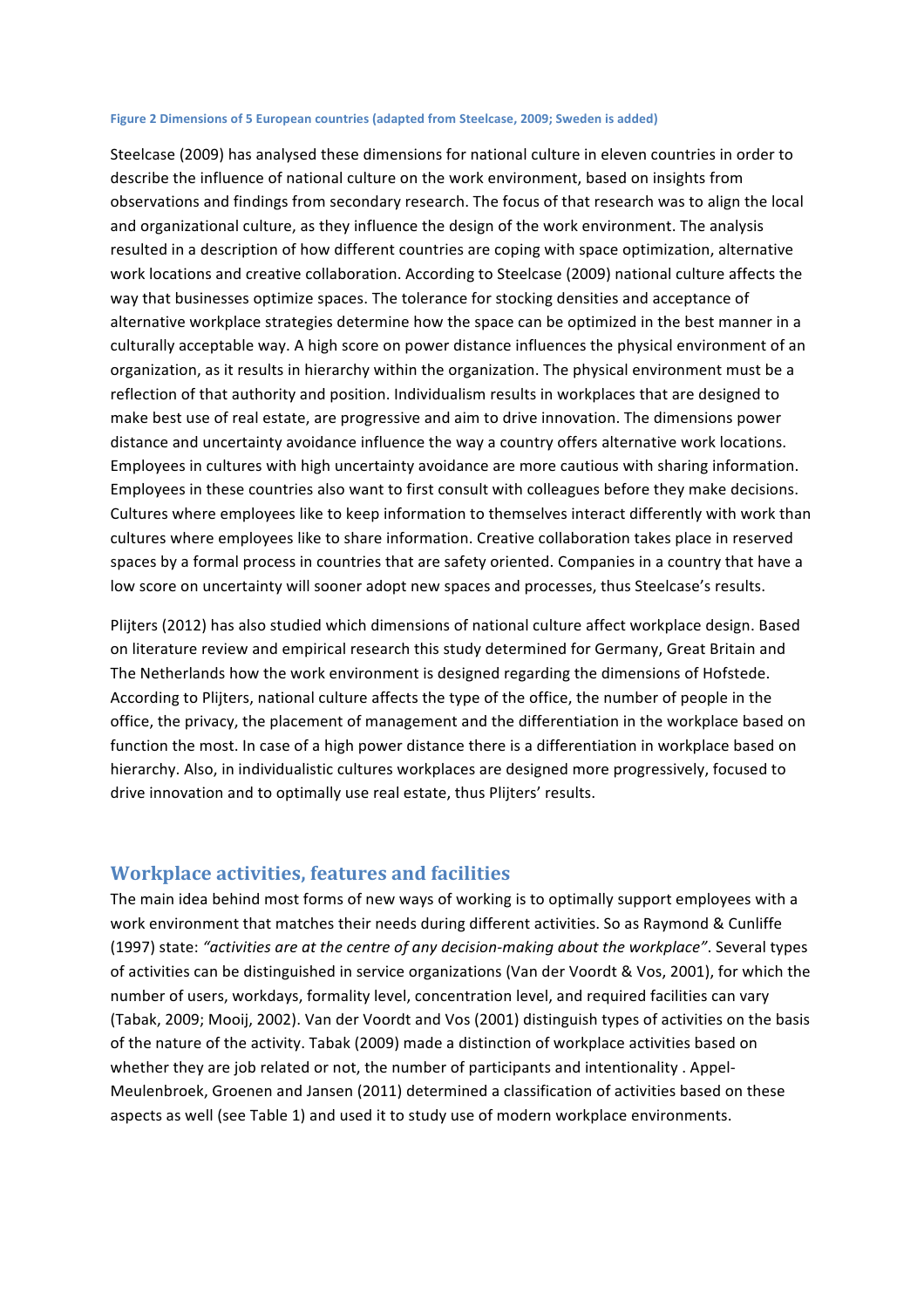**Figure 2 Dimensions of 5 European countries (adapted from Steelcase, 2009; Sweden is added)**

Steelcase (2009) has analysed these dimensions for national culture in eleven countries in order to describe the influence of national culture on the work environment, based on insights from observations and findings from secondary research. The focus of that research was to align the local and organizational culture, as they influence the design of the work environment. The analysis resulted in a description of how different countries are coping with space optimization, alternative work locations and creative collaboration. According to Steelcase (2009) national culture affects the way that businesses optimize spaces. The tolerance for stocking densities and acceptance of alternative workplace strategies determine how the space can be optimized in the best manner in a culturally acceptable way. A high score on power distance influences the physical environment of an organization, as it results in hierarchy within the organization. The physical environment must be a reflection of that authority and position. Individualism results in workplaces that are designed to make best use of real estate, are progressive and aim to drive innovation. The dimensions power distance and uncertainty avoidance influence the way a country offers alternative work locations. Employees in cultures with high uncertainty avoidance are more cautious with sharing information. Employees in these countries also want to first consult with colleagues before they make decisions. Cultures where employees like to keep information to themselves interact differently with work than cultures where employees like to share information. Creative collaboration takes place in reserved spaces by a formal process in countries that are safety oriented. Companies in a country that have a low score on uncertainty will sooner adopt new spaces and processes, thus Steelcase's results.

Plijters (2012) has also studied which dimensions of national culture affect workplace design. Based on literature review and empirical research this study determined for Germany, Great Britain and The Netherlands how the work environment is designed regarding the dimensions of Hofstede. According to Plijters, national culture affects the type of the office, the number of people in the office, the privacy, the placement of management and the differentiation in the workplace based on function the most. In case of a high power distance there is a differentiation in workplace based on hierarchy. Also, in individualistic cultures workplaces are designed more progressively, focused to drive innovation and to optimally use real estate, thus Plijters' results.

## Workplace activities, features and facilities

The main idea behind most forms of new ways of working is to optimally support employees with a work environment that matches their needs during different activities. So as Raymond & Cunliffe (1997) state: *"activities are at the centre of any decision-making about the workplace"*. Several types of activities can be distinguished in service organizations (Van der Voordt & Vos, 2001), for which the number of users, workdays, formality level, concentration level, and required facilities can vary (Tabak, 2009; Mooij, 2002). Van der Voordt and Vos (2001) distinguish types of activities on the basis of the nature of the activity. Tabak (2009) made a distinction of workplace activities based on whether they are job related or not, the number of participants and intentionality . Appel-Meulenbroek, Groenen and Jansen (2011) determined a classification of activities based on these aspects as well (see Table 1) and used it to study use of modern workplace environments.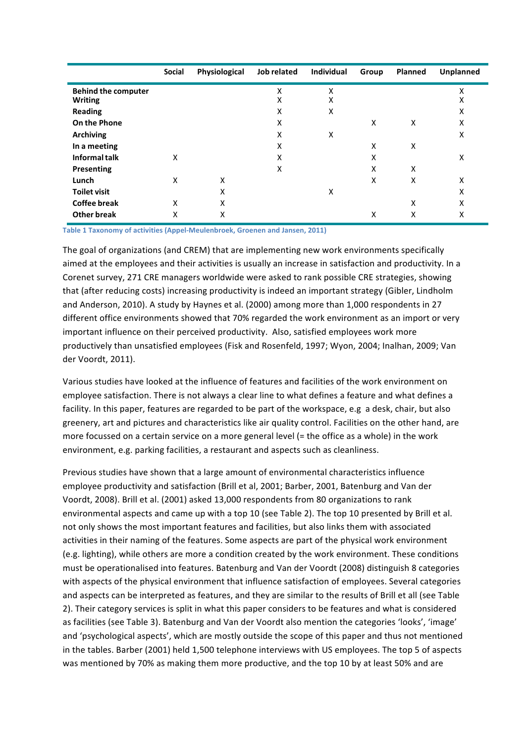| | Social | Physiological | Job related | Individual | Group | Planned | Unplanned |
|---|---|---|---|---|---|---|---|
| **Behind the computer** | | | X | X | | | X |
| **Writing** | | | X | X | | | X |
| **Reading** | | | X | X | | | X |
| **On the Phone** | | | X | | X | X | X |
| **Archiving** | | | X | X | | | X |
| **In a meeting** | | | X | | X | X | |
| **Informal talk** | X | | X | | X | | X |
| **Presenting** | | | X | | X | X | |
| **Lunch** | X | X | | | X | X | X |
| **Toilet visit** | | X | | X | | | X |
| **Coffee break** | X | X | | | | X | X |
| **Other break** | X | X | | | X | X | X |

**Table 1 Taxonomy of activities (Appel-Meulenbroek, Groenen and Jansen, 2011)**

The goal of organizations (and CREM) that are implementing new work environments specifically aimed at the employees and their activities is usually an increase in satisfaction and productivity. In a Corenet survey, 271 CRE managers worldwide were asked to rank possible CRE strategies, showing that (after reducing costs) increasing productivity is indeed an important strategy (Gibler, Lindholm and Anderson, 2010). A study by Haynes et al. (2000) among more than 1,000 respondents in 27 different office environments showed that 70% regarded the work environment as an import or very important influence on their perceived productivity. Also, satisfied employees work more productively than unsatisfied employees (Fisk and Rosenfeld, 1997; Wyon, 2004; Inalhan, 2009; Van der Voordt, 2011).

Various studies have looked at the influence of features and facilities of the work environment on employee satisfaction. There is not always a clear line to what defines a feature and what defines a facility. In this paper, features are regarded to be part of the workspace, e.g a desk, chair, but also greenery, art and pictures and characteristics like air quality control. Facilities on the other hand, are more focussed on a certain service on a more general level (= the office as a whole) in the work environment, e.g. parking facilities, a restaurant and aspects such as cleanliness.

Previous studies have shown that a large amount of environmental characteristics influence employee productivity and satisfaction (Brill et al, 2001; Barber, 2001, Batenburg and Van der Voordt, 2008). Brill et al. (2001) asked 13,000 respondents from 80 organizations to rank environmental aspects and came up with a top 10 (see Table 2). The top 10 presented by Brill et al. not only shows the most important features and facilities, but also links them with associated activities in their naming of the features. Some aspects are part of the physical work environment (e.g. lighting), while others are more a condition created by the work environment. These conditions must be operationalised into features. Batenburg and Van der Voordt (2008) distinguish 8 categories with aspects of the physical environment that influence satisfaction of employees. Several categories and aspects can be interpreted as features, and they are similar to the results of Brill et all (see Table 2). Their category services is split in what this paper considers to be features and what is considered as facilities (see Table 3). Batenburg and Van der Voordt also mention the categories 'looks', 'image' and 'psychological aspects', which are mostly outside the scope of this paper and thus not mentioned in the tables. Barber (2001) held 1,500 telephone interviews with US employees. The top 5 of aspects was mentioned by 70% as making them more productive, and the top 10 by at least 50% and are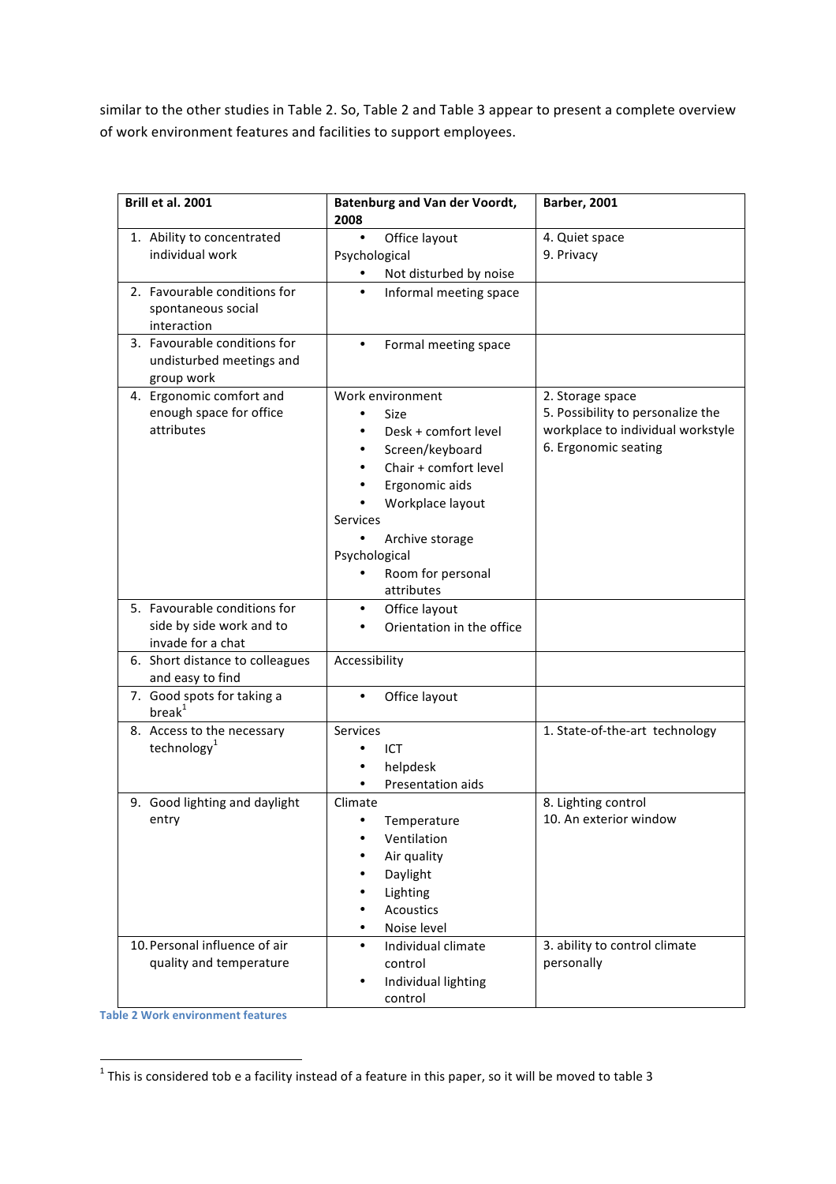similar to the other studies in Table 2. So, Table 2 and Table 3 appear to present a complete overview of work environment features and facilities to support employees.

| Brill et al. 2001 | Batenburg and Van der Voordt, 2008 | Barber, 2001 |
|---|---|---|
| 1. Ability to concentrated individual work | • Office layout<br>Psychological<br>• Not disturbed by noise | 4. Quiet space<br>9. Privacy |
| 2. Favourable conditions for spontaneous social interaction | • Informal meeting space | |
| 3. Favourable conditions for undisturbed meetings and group work | • Formal meeting space | |
| 4. Ergonomic comfort and enough space for office attributes | Work environment<br>• Size<br>• Desk + comfort level<br>• Screen/keyboard<br>• Chair + comfort level<br>• Ergonomic aids<br>• Workplace layout<br>Services<br>• Archive storage<br>Psychological<br>• Room for personal attributes | 2. Storage space<br>5. Possibility to personalize the workplace to individual workstyle<br>6. Ergonomic seating |
| 5. Favourable conditions for side by side work and to invade for a chat | • Office layout<br>• Orientation in the office | |
| 6. Short distance to colleagues and easy to find | Accessibility | |
| 7. Good spots for taking a break[1] | • Office layout | |
| 8. Access to the necessary technology[1] | Services<br>• ICT<br>• helpdesk<br>• Presentation aids | 1. State-of-the-art technology |
| 9. Good lighting and daylight entry | Climate<br>• Temperature<br>• Ventilation<br>• Air quality<br>• Daylight<br>• Lighting<br>• Acoustics<br>• Noise level | 8. Lighting control<br>10. An exterior window |
| 10. Personal influence of air quality and temperature | • Individual climate control<br>• Individual lighting control | 3. ability to control climate personally |

Table 2 Work environment features

[1] This is considered tob e a facility instead of a feature in this paper, so it will be moved to table 3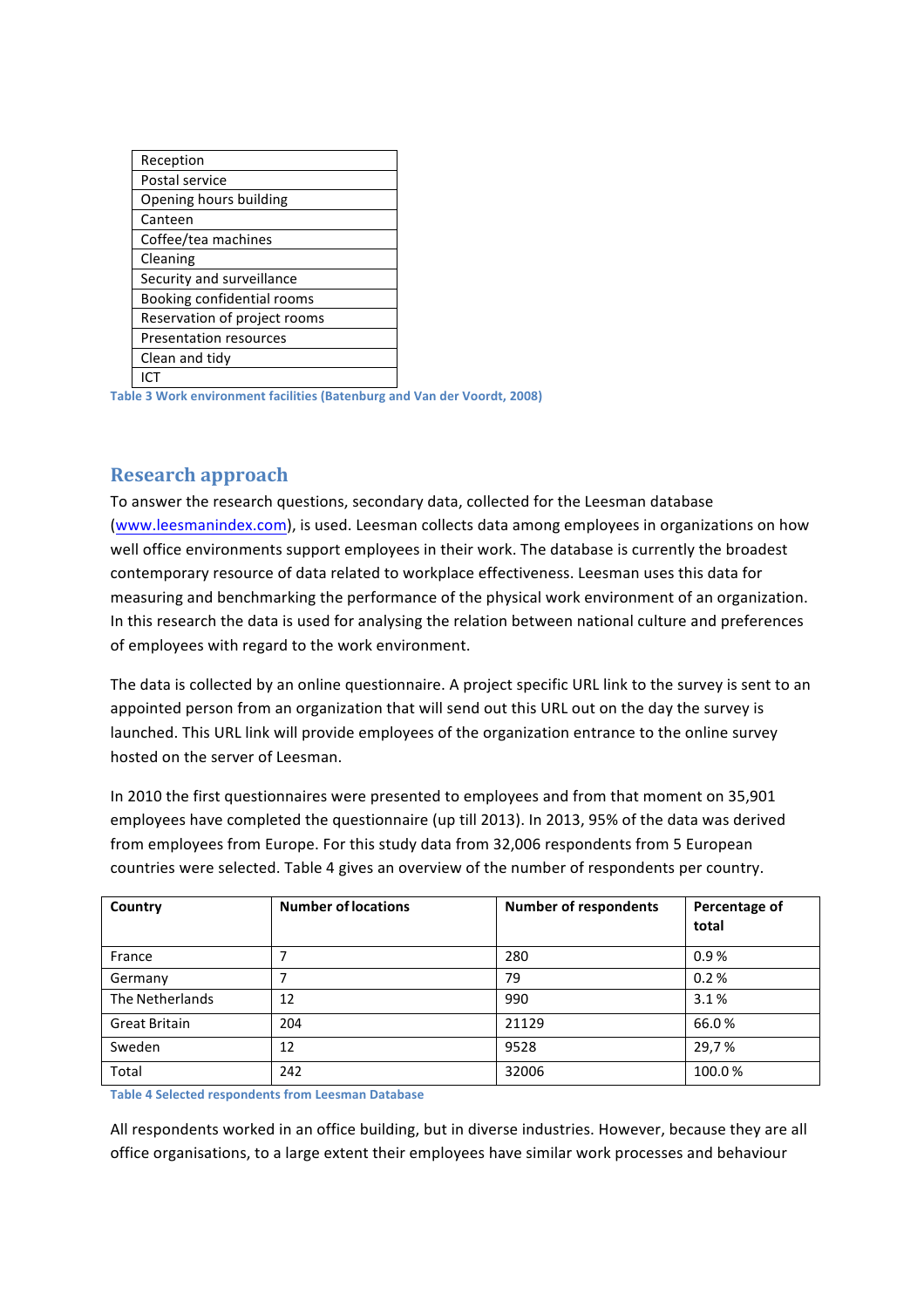| Reception |
| --- |
| Postal service |
| Opening hours building |
| Canteen |
| Coffee/tea machines |
| Cleaning |
| Security and surveillance |
| Booking confidential rooms |
| Reservation of project rooms |
| Presentation resources |
| Clean and tidy |
| ICT |

Table 3 Work environment facilities (Batenburg and Van der Voordt, 2008)

## Research approach

To answer the research questions, secondary data, collected for the Leesman database (www.leesmanindex.com), is used. Leesman collects data among employees in organizations on how well office environments support employees in their work. The database is currently the broadest contemporary resource of data related to workplace effectiveness. Leesman uses this data for measuring and benchmarking the performance of the physical work environment of an organization. In this research the data is used for analysing the relation between national culture and preferences of employees with regard to the work environment.

The data is collected by an online questionnaire. A project specific URL link to the survey is sent to an appointed person from an organization that will send out this URL out on the day the survey is launched. This URL link will provide employees of the organization entrance to the online survey hosted on the server of Leesman.

In 2010 the first questionnaires were presented to employees and from that moment on 35,901 employees have completed the questionnaire (up till 2013). In 2013, 95% of the data was derived from employees from Europe. For this study data from 32,006 respondents from 5 European countries were selected. Table 4 gives an overview of the number of respondents per country.

| Country | Number of locations | Number of respondents | Percentage of total |
| --- | --- | --- | --- |
| France | 7 | 280 | 0.9 % |
| Germany | 7 | 79 | 0.2 % |
| The Netherlands | 12 | 990 | 3.1 % |
| Great Britain | 204 | 21129 | 66.0 % |
| Sweden | 12 | 9528 | 29,7 % |
| Total | 242 | 32006 | 100.0 % |

Table 4 Selected respondents from Leesman Database

All respondents worked in an office building, but in diverse industries. However, because they are all office organisations, to a large extent their employees have similar work processes and behaviour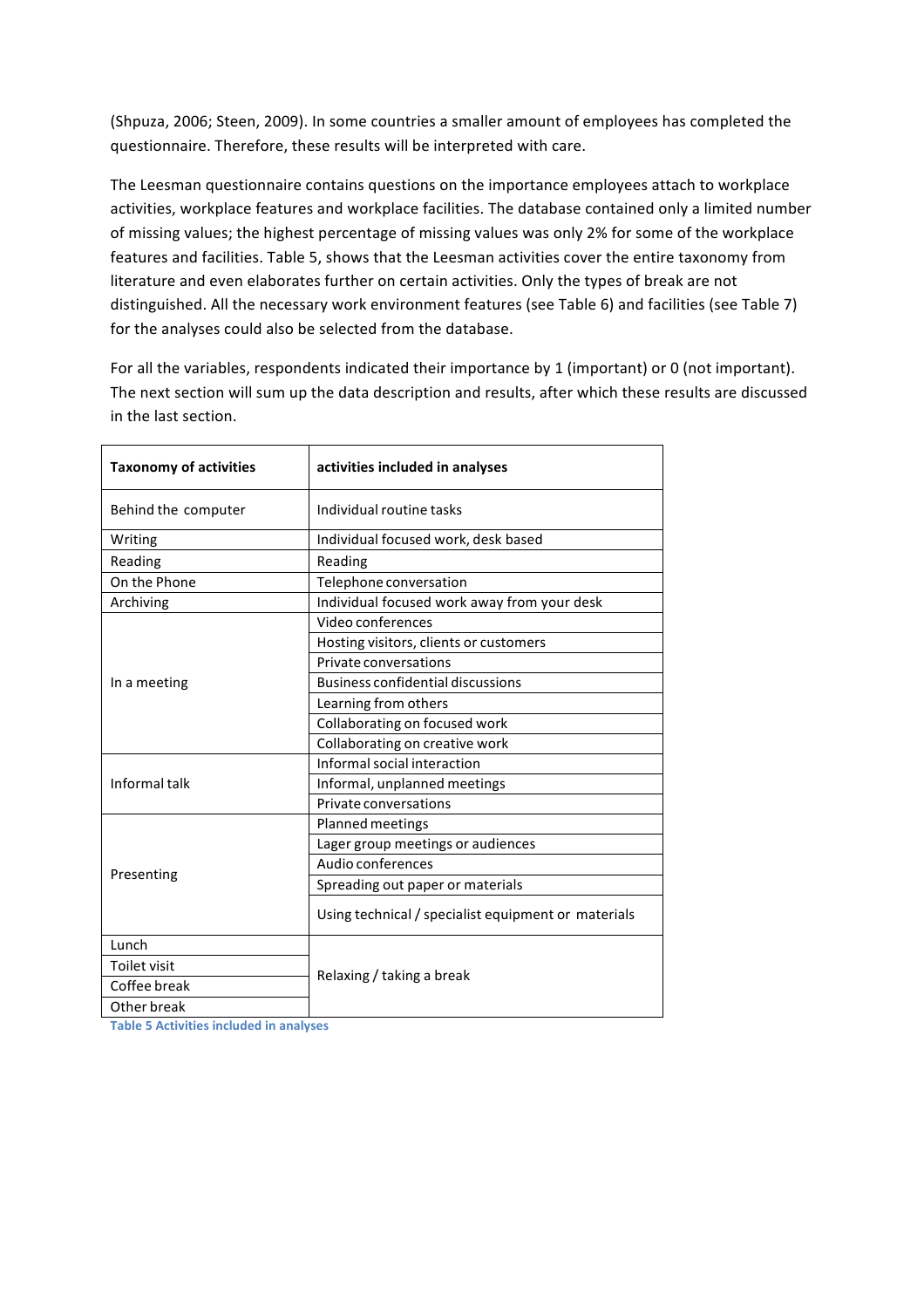(Shpuza, 2006; Steen, 2009). In some countries a smaller amount of employees has completed the questionnaire. Therefore, these results will be interpreted with care.

The Leesman questionnaire contains questions on the importance employees attach to workplace activities, workplace features and workplace facilities. The database contained only a limited number of missing values; the highest percentage of missing values was only 2% for some of the workplace features and facilities. Table 5, shows that the Leesman activities cover the entire taxonomy from literature and even elaborates further on certain activities. Only the types of break are not distinguished. All the necessary work environment features (see Table 6) and facilities (see Table 7) for the analyses could also be selected from the database.

For all the variables, respondents indicated their importance by 1 (important) or 0 (not important). The next section will sum up the data description and results, after which these results are discussed in the last section.

| **Taxonomy of activities** | **activities included in analyses** |
|---|---|
| Behind the computer | Individual routine tasks |
| Writing | Individual focused work, desk based |
| Reading | Reading |
| On the Phone | Telephone conversation |
| Archiving | Individual focused work away from your desk |
| In a meeting | Video conferences |
| | Hosting visitors, clients or customers |
| | Private conversations |
| | Business confidential discussions |
| | Learning from others |
| | Collaborating on focused work |
| | Collaborating on creative work |
| Informal talk | Informal social interaction |
| | Informal, unplanned meetings |
| | Private conversations |
| Presenting | Planned meetings |
| | Lager group meetings or audiences |
| | Audio conferences |
| | Spreading out paper or materials |
| | Using technical / specialist equipment or materials |
| Lunch | Relaxing / taking a break |
| Toilet visit | |
| Coffee break | |
| Other break | |

Table 5 Activities included in analyses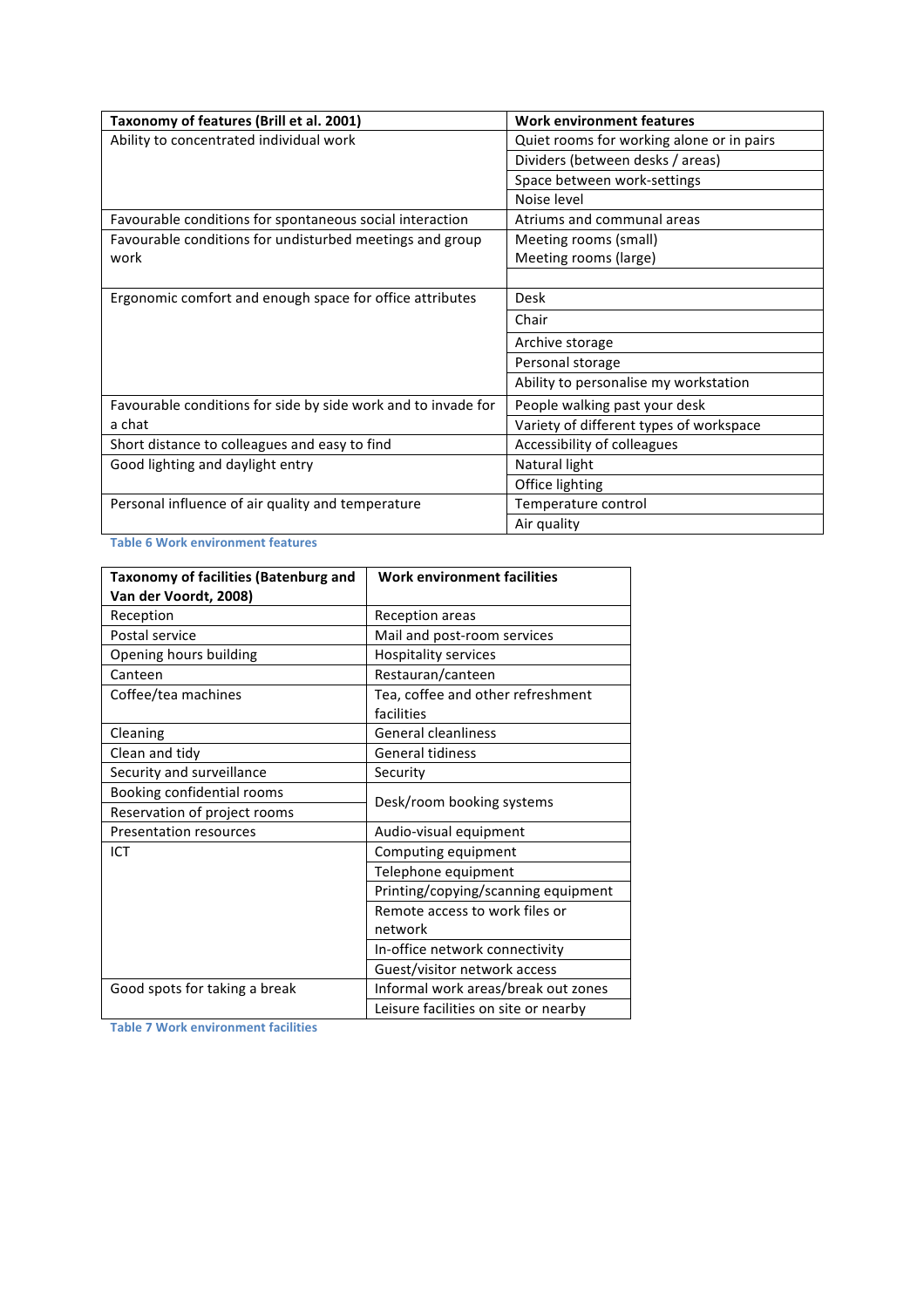| Taxonomy of features (Brill et al. 2001) | Work environment features |
|---|---|
| Ability to concentrated individual work | Quiet rooms for working alone or in pairs |
| | Dividers (between desks / areas) |
| | Space between work-settings |
| | Noise level |
| Favourable conditions for spontaneous social interaction | Atriums and communal areas |
| Favourable conditions for undisturbed meetings and group work | Meeting rooms (small)<br>Meeting rooms (large) |
| | |
| Ergonomic comfort and enough space for office attributes | Desk |
| | Chair |
| | Archive storage |
| | Personal storage |
| | Ability to personalise my workstation |
| Favourable conditions for side by side work and to invade for a chat | People walking past your desk |
| | Variety of different types of workspace |
| Short distance to colleagues and easy to find | Accessibility of colleagues |
| Good lighting and daylight entry | Natural light |
| | Office lighting |
| Personal influence of air quality and temperature | Temperature control |
| | Air quality |

Table 6 Work environment features

| Taxonomy of facilities (Batenburg and Van der Voordt, 2008) | Work environment facilities |
|---|---|
| Reception | Reception areas |
| Postal service | Mail and post-room services |
| Opening hours building | Hospitality services |
| Canteen | Restauran/canteen |
| Coffee/tea machines | Tea, coffee and other refreshment facilities |
| Cleaning | General cleanliness |
| Clean and tidy | General tidiness |
| Security and surveillance | Security |
| Booking confidential rooms | Desk/room booking systems |
| Reservation of project rooms | |
| Presentation resources | Audio-visual equipment |
| ICT | Computing equipment |
| | Telephone equipment |
| | Printing/copying/scanning equipment |
| | Remote access to work files or network |
| | In-office network connectivity |
| | Guest/visitor network access |
| Good spots for taking a break | Informal work areas/break out zones |
| | Leisure facilities on site or nearby |

Table 7 Work environment facilities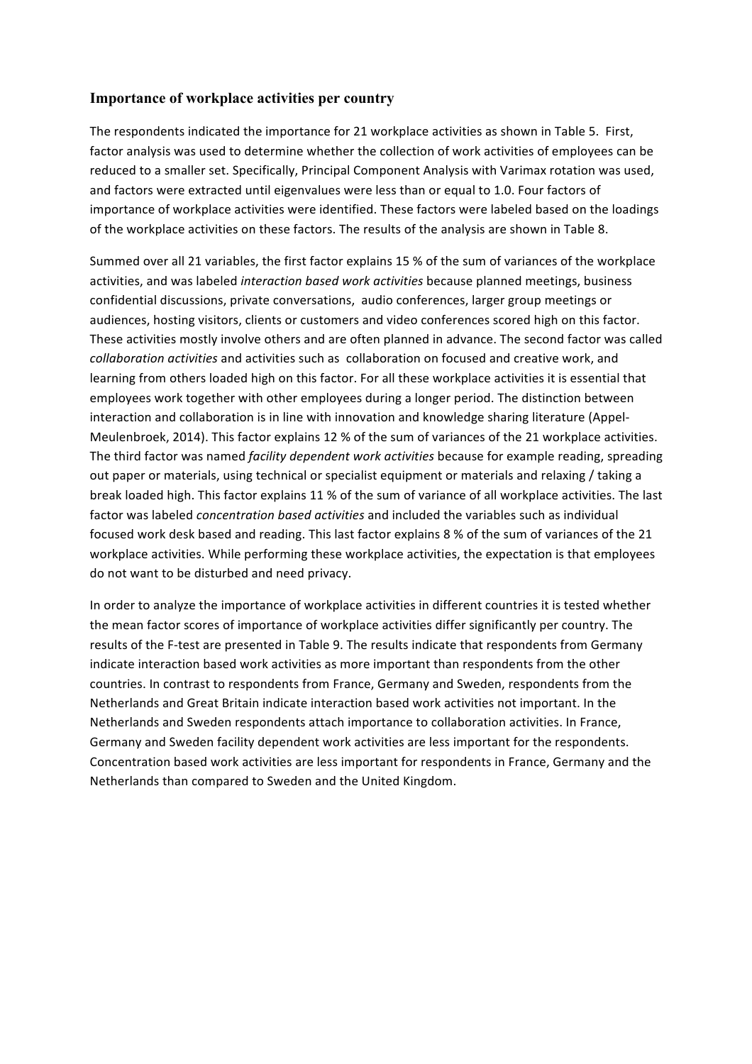## Importance of workplace activities per country

The respondents indicated the importance for 21 workplace activities as shown in Table 5. First, factor analysis was used to determine whether the collection of work activities of employees can be reduced to a smaller set. Specifically, Principal Component Analysis with Varimax rotation was used, and factors were extracted until eigenvalues were less than or equal to 1.0. Four factors of importance of workplace activities were identified. These factors were labeled based on the loadings of the workplace activities on these factors. The results of the analysis are shown in Table 8.

Summed over all 21 variables, the first factor explains 15 % of the sum of variances of the workplace activities, and was labeled *interaction based work activities* because planned meetings, business confidential discussions, private conversations, audio conferences, larger group meetings or audiences, hosting visitors, clients or customers and video conferences scored high on this factor. These activities mostly involve others and are often planned in advance. The second factor was called *collaboration activities* and activities such as collaboration on focused and creative work, and learning from others loaded high on this factor. For all these workplace activities it is essential that employees work together with other employees during a longer period. The distinction between interaction and collaboration is in line with innovation and knowledge sharing literature (Appel-Meulenbroek, 2014). This factor explains 12 % of the sum of variances of the 21 workplace activities. The third factor was named *facility dependent work activities* because for example reading, spreading out paper or materials, using technical or specialist equipment or materials and relaxing / taking a break loaded high. This factor explains 11 % of the sum of variance of all workplace activities. The last factor was labeled *concentration based activities* and included the variables such as individual focused work desk based and reading. This last factor explains 8 % of the sum of variances of the 21 workplace activities. While performing these workplace activities, the expectation is that employees do not want to be disturbed and need privacy.

In order to analyze the importance of workplace activities in different countries it is tested whether the mean factor scores of importance of workplace activities differ significantly per country. The results of the F-test are presented in Table 9. The results indicate that respondents from Germany indicate interaction based work activities as more important than respondents from the other countries. In contrast to respondents from France, Germany and Sweden, respondents from the Netherlands and Great Britain indicate interaction based work activities not important. In the Netherlands and Sweden respondents attach importance to collaboration activities. In France, Germany and Sweden facility dependent work activities are less important for the respondents. Concentration based work activities are less important for respondents in France, Germany and the Netherlands than compared to Sweden and the United Kingdom.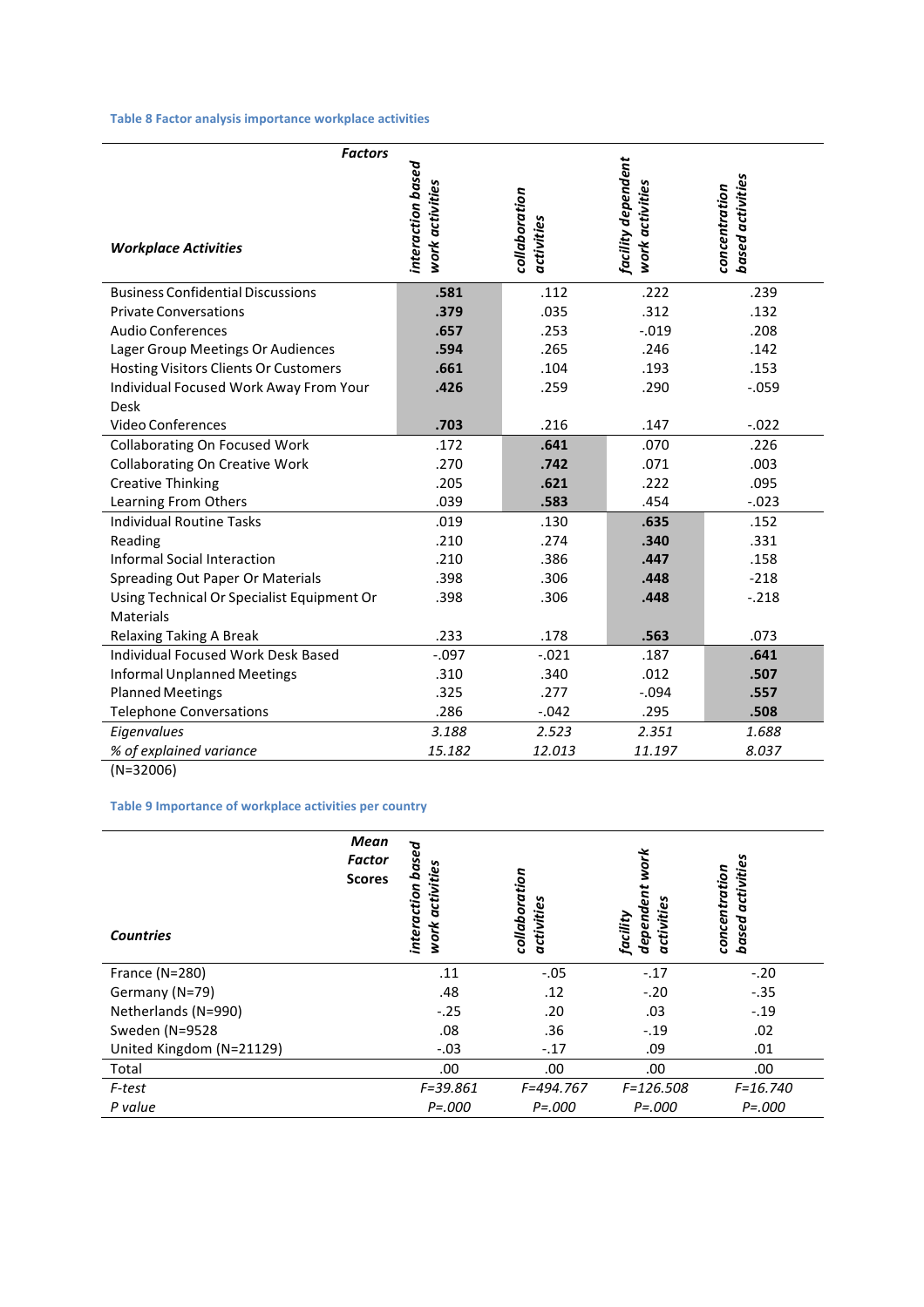**Table 8 Factor analysis importance workplace activities**

| *Workplace Activities* | *interaction based work activities* | *collaboration activities* | *facility dependent work activities* | *concentration based activities* |
|---|---|---|---|---|
| Business Confidential Discussions | **.581** | .112 | .222 | .239 |
| Private Conversations | **.379** | .035 | .312 | .132 |
| Audio Conferences | **.657** | .253 | -.019 | .208 |
| Lager Group Meetings Or Audiences | **.594** | .265 | .246 | .142 |
| Hosting Visitors Clients Or Customers | **.661** | .104 | .193 | .153 |
| Individual Focused Work Away From Your Desk | **.426** | .259 | .290 | -.059 |
| Video Conferences | **.703** | .216 | .147 | -.022 |
| Collaborating On Focused Work | .172 | **.641** | .070 | .226 |
| Collaborating On Creative Work | .270 | **.742** | .071 | .003 |
| Creative Thinking | .205 | **.621** | .222 | .095 |
| Learning From Others | .039 | **.583** | .454 | -.023 |
| Individual Routine Tasks | .019 | .130 | **.635** | .152 |
| Reading | .210 | .274 | **.340** | .331 |
| Informal Social Interaction | .210 | .386 | **.447** | .158 |
| Spreading Out Paper Or Materials | .398 | .306 | **.448** | -218 |
| Using Technical Or Specialist Equipment Or Materials | .398 | .306 | **.448** | -.218 |
| Relaxing Taking A Break | .233 | .178 | **.563** | .073 |
| Individual Focused Work Desk Based | -.097 | -.021 | .187 | **.641** |
| Informal Unplanned Meetings | .310 | .340 | .012 | **.507** |
| Planned Meetings | .325 | .277 | -.094 | **.557** |
| Telephone Conversations | .286 | -.042 | .295 | **.508** |
| *Eigenvalues* | *3.188* | *2.523* | *2.351* | *1.688* |
| *% of explained variance* | *15.182* | *12.013* | *11.197* | *8.037* |

(N=32006)

**Table 9 Importance of workplace activities per country**

| *Countries* / **Mean Factor Scores** | *interaction based work activities* | *collaboration activities* | *facility dependent work activities* | *concentration based activities* |
|---|---|---|---|---|
| France (N=280) | .11 | -.05 | -.17 | -.20 |
| Germany (N=79) | .48 | .12 | -.20 | -.35 |
| Netherlands (N=990) | -.25 | .20 | .03 | -.19 |
| Sweden (N=9528 | .08 | .36 | -.19 | .02 |
| United Kingdom (N=21129) | -.03 | -.17 | .09 | .01 |
| Total | .00 | .00 | .00 | .00 |
| *F-test* | *F=39.861* | *F=494.767* | *F=126.508* | *F=16.740* |
| *P value* | *P=.000* | *P=.000* | *P=.000* | *P=.000* |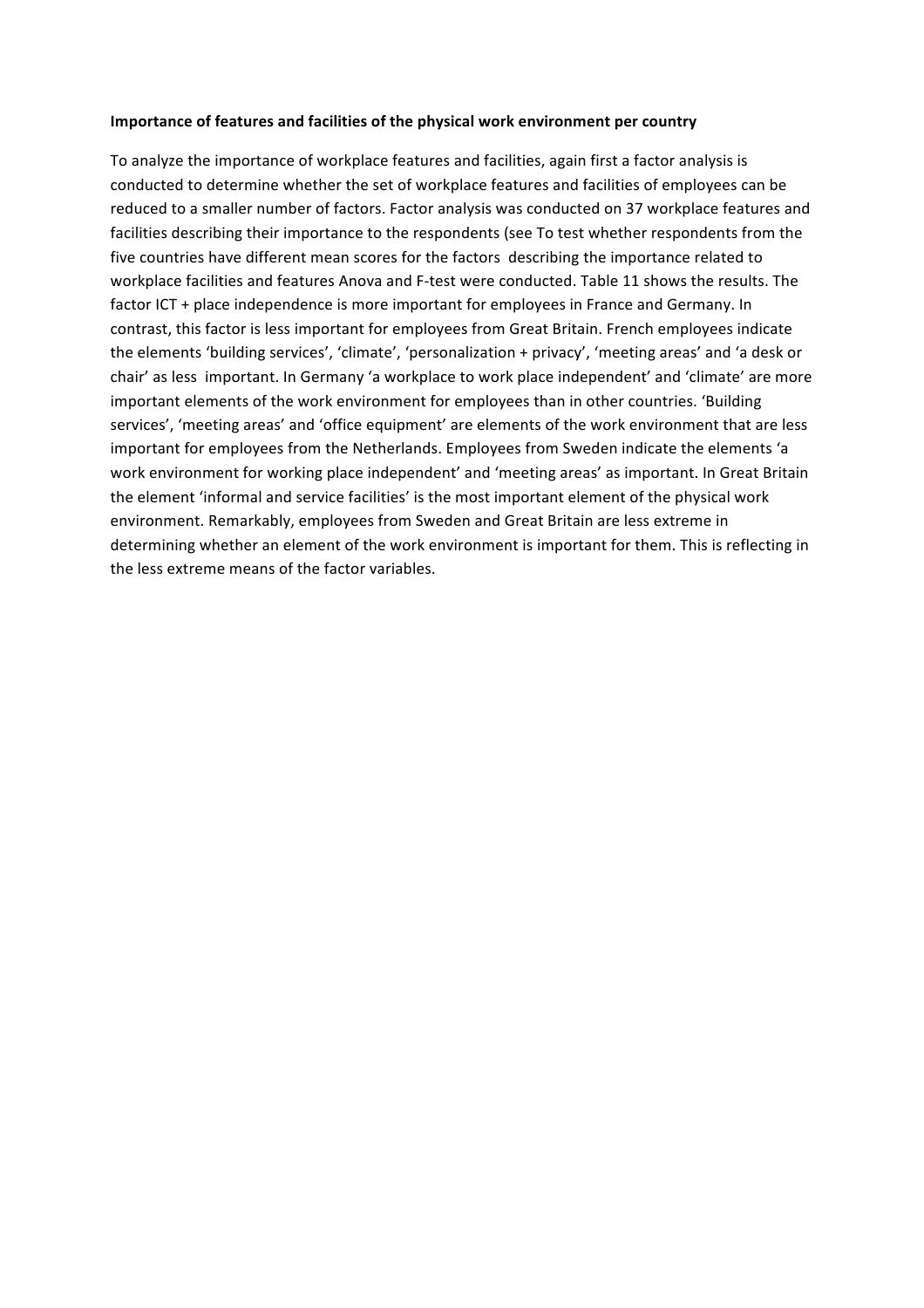**Importance of features and facilities of the physical work environment per country**

To analyze the importance of workplace features and facilities, again first a factor analysis is conducted to determine whether the set of workplace features and facilities of employees can be reduced to a smaller number of factors. Factor analysis was conducted on 37 workplace features and facilities describing their importance to the respondents (see To test whether respondents from the five countries have different mean scores for the factors describing the importance related to workplace facilities and features Anova and F-test were conducted. Table 11 shows the results. The factor ICT + place independence is more important for employees in France and Germany. In contrast, this factor is less important for employees from Great Britain. French employees indicate the elements 'building services', 'climate', 'personalization + privacy', 'meeting areas' and 'a desk or chair' as less important. In Germany 'a workplace to work place independent' and 'climate' are more important elements of the work environment for employees than in other countries. 'Building services', 'meeting areas' and 'office equipment' are elements of the work environment that are less important for employees from the Netherlands. Employees from Sweden indicate the elements 'a work environment for working place independent' and 'meeting areas' as important. In Great Britain the element 'informal and service facilities' is the most important element of the physical work environment. Remarkably, employees from Sweden and Great Britain are less extreme in determining whether an element of the work environment is important for them. This is reflecting in the less extreme means of the factor variables.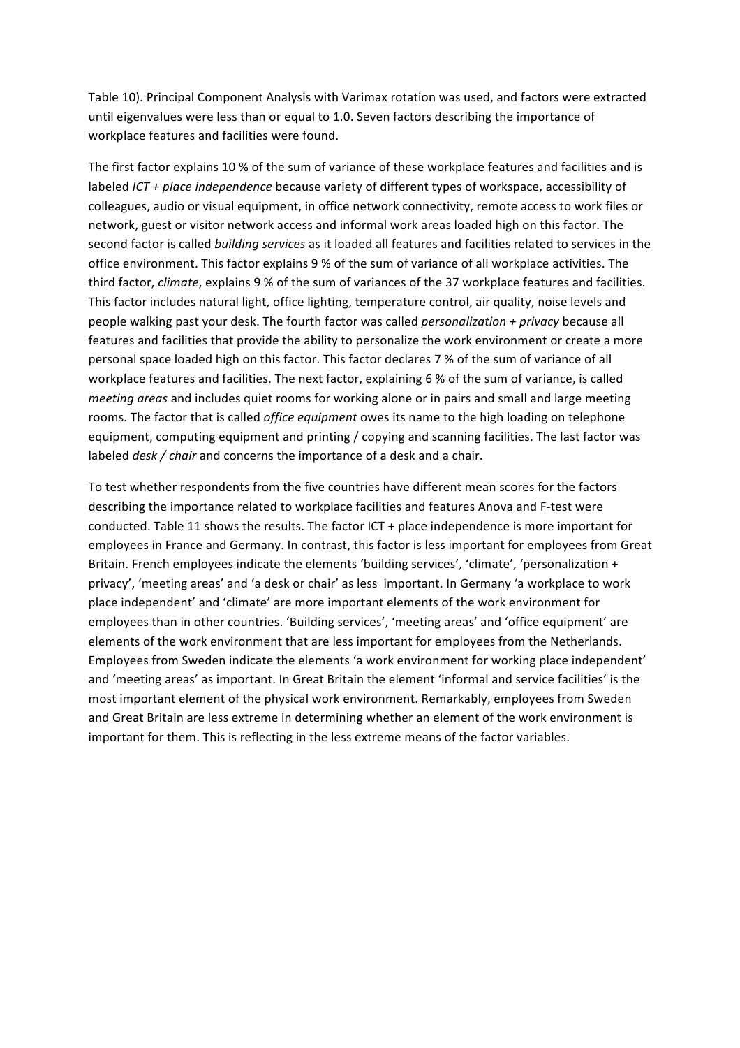Table 10). Principal Component Analysis with Varimax rotation was used, and factors were extracted until eigenvalues were less than or equal to 1.0. Seven factors describing the importance of workplace features and facilities were found.

The first factor explains 10 % of the sum of variance of these workplace features and facilities and is labeled *ICT + place independence* because variety of different types of workspace, accessibility of colleagues, audio or visual equipment, in office network connectivity, remote access to work files or network, guest or visitor network access and informal work areas loaded high on this factor. The second factor is called *building services* as it loaded all features and facilities related to services in the office environment. This factor explains 9 % of the sum of variance of all workplace activities. The third factor, *climate*, explains 9 % of the sum of variances of the 37 workplace features and facilities. This factor includes natural light, office lighting, temperature control, air quality, noise levels and people walking past your desk. The fourth factor was called *personalization + privacy* because all features and facilities that provide the ability to personalize the work environment or create a more personal space loaded high on this factor. This factor declares 7 % of the sum of variance of all workplace features and facilities. The next factor, explaining 6 % of the sum of variance, is called *meeting areas* and includes quiet rooms for working alone or in pairs and small and large meeting rooms. The factor that is called *office equipment* owes its name to the high loading on telephone equipment, computing equipment and printing / copying and scanning facilities. The last factor was labeled *desk / chair* and concerns the importance of a desk and a chair.

To test whether respondents from the five countries have different mean scores for the factors describing the importance related to workplace facilities and features Anova and F-test were conducted. Table 11 shows the results. The factor ICT + place independence is more important for employees in France and Germany. In contrast, this factor is less important for employees from Great Britain. French employees indicate the elements 'building services', 'climate', 'personalization + privacy', 'meeting areas' and 'a desk or chair' as less important. In Germany 'a workplace to work place independent' and 'climate' are more important elements of the work environment for employees than in other countries. 'Building services', 'meeting areas' and 'office equipment' are elements of the work environment that are less important for employees from the Netherlands. Employees from Sweden indicate the elements 'a work environment for working place independent' and 'meeting areas' as important. In Great Britain the element 'informal and service facilities' is the most important element of the physical work environment. Remarkably, employees from Sweden and Great Britain are less extreme in determining whether an element of the work environment is important for them. This is reflecting in the less extreme means of the factor variables.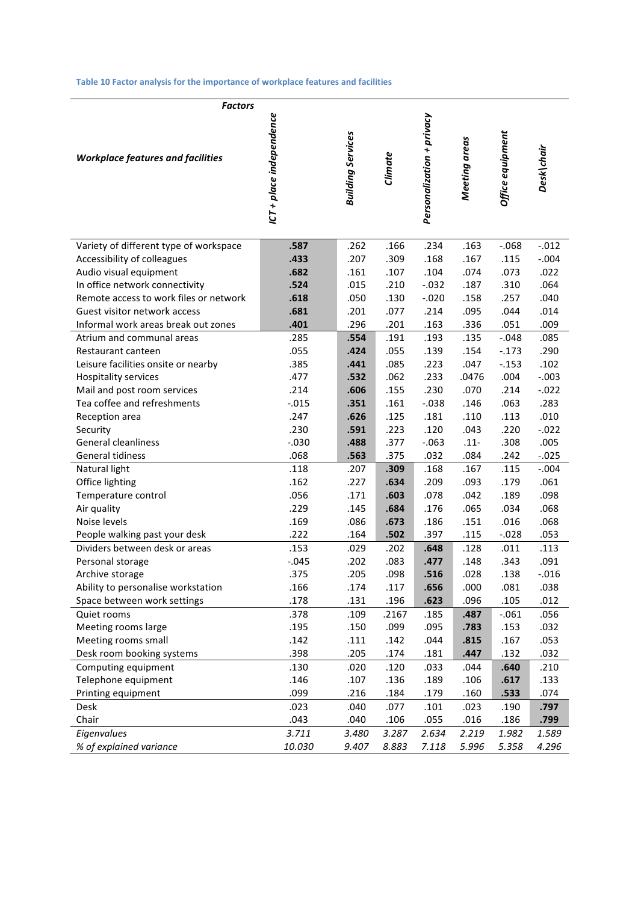Table 10 Factor analysis for the importance of workplace features and facilities

| *Workplace features and facilities* | *ICT + place independence* | *Building Services* | *Climate* | *Personalization + privacy* | *Meeting areas* | *Office equipment* | *Desk\chair* |
|---|---|---|---|---|---|---|---|
| Variety of different type of workspace | **.587** | .262 | .166 | .234 | .163 | -.068 | -.012 |
| Accessibility of colleagues | **.433** | .207 | .309 | .168 | .167 | .115 | -.004 |
| Audio visual equipment | **.682** | .161 | .107 | .104 | .074 | .073 | .022 |
| In office network connectivity | **.524** | .015 | .210 | -.032 | .187 | .310 | .064 |
| Remote access to work files or network | **.618** | .050 | .130 | -.020 | .158 | .257 | .040 |
| Guest visitor network access | **.681** | .201 | .077 | .214 | .095 | .044 | .014 |
| Informal work areas break out zones | **.401** | .296 | .201 | .163 | .336 | .051 | .009 |
| Atrium and communal areas | .285 | **.554** | .191 | .193 | .135 | -.048 | .085 |
| Restaurant canteen | .055 | **.424** | .055 | .139 | .154 | -.173 | .290 |
| Leisure facilities onsite or nearby | .385 | **.441** | .085 | .223 | .047 | -.153 | .102 |
| Hospitality services | .477 | **.532** | .062 | .233 | .0476 | .004 | -.003 |
| Mail and post room services | .214 | **.606** | .155 | .230 | .070 | .214 | -.022 |
| Tea coffee and refreshments | -.015 | **.351** | .161 | -.038 | .146 | .063 | .283 |
| Reception area | .247 | **.626** | .125 | .181 | .110 | .113 | .010 |
| Security | .230 | **.591** | .223 | .120 | .043 | .220 | -.022 |
| General cleanliness | -.030 | **.488** | .377 | -.063 | .11- | .308 | .005 |
| General tidiness | .068 | **.563** | .375 | .032 | .084 | .242 | -.025 |
| Natural light | .118 | .207 | **.309** | .168 | .167 | .115 | -.004 |
| Office lighting | .162 | .227 | **.634** | .209 | .093 | .179 | .061 |
| Temperature control | .056 | .171 | **.603** | .078 | .042 | .189 | .098 |
| Air quality | .229 | .145 | **.684** | .176 | .065 | .034 | .068 |
| Noise levels | .169 | .086 | **.673** | .186 | .151 | .016 | .068 |
| People walking past your desk | .222 | .164 | **.502** | .397 | .115 | -.028 | .053 |
| Dividers between desk or areas | .153 | .029 | .202 | **.648** | .128 | .011 | .113 |
| Personal storage | -.045 | .202 | .083 | **.477** | .148 | .343 | .091 |
| Archive storage | .375 | .205 | .098 | **.516** | .028 | .138 | -.016 |
| Ability to personalise workstation | .166 | .174 | .117 | **.656** | .000 | .081 | .038 |
| Space between work settings | .178 | .131 | .196 | **.623** | .096 | .105 | .012 |
| Quiet rooms | .378 | .109 | .2167 | .185 | **.487** | -.061 | .056 |
| Meeting rooms large | .195 | .150 | .099 | .095 | **.783** | .153 | .032 |
| Meeting rooms small | .142 | .111 | .142 | .044 | **.815** | .167 | .053 |
| Desk room booking systems | .398 | .205 | .174 | .181 | **.447** | .132 | .032 |
| Computing equipment | .130 | .020 | .120 | .033 | .044 | **.640** | .210 |
| Telephone equipment | .146 | .107 | .136 | .189 | .106 | **.617** | .133 |
| Printing equipment | .099 | .216 | .184 | .179 | .160 | **.533** | .074 |
| Desk | .023 | .040 | .077 | .101 | .023 | .190 | **.797** |
| Chair | .043 | .040 | .106 | .055 | .016 | .186 | **.799** |
| *Eigenvalues* | *3.711* | *3.480* | *3.287* | *2.634* | *2.219* | *1.982* | *1.589* |
| *% of explained variance* | *10.030* | *9.407* | *8.883* | *7.118* | *5.996* | *5.358* | *4.296* |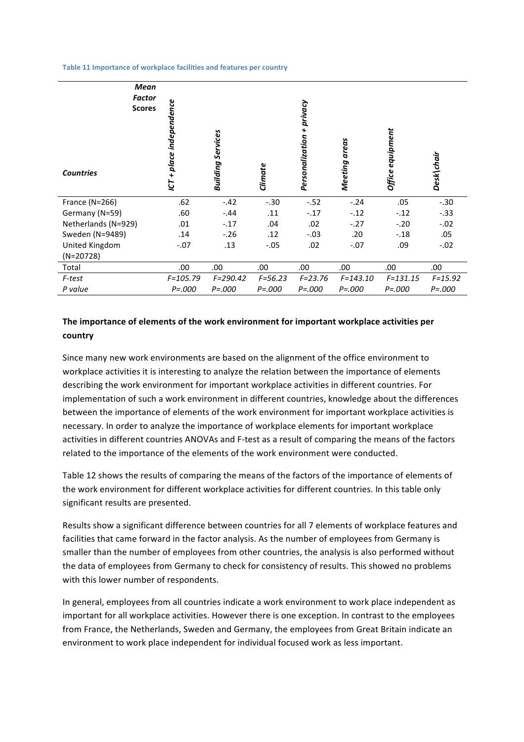**Table 11 Importance of workplace facilities and features per country**

| *Countries* / ***Mean Factor Scores*** | *ICT + place independence* | *Building Services* | *Climate* | *Personalization + privacy* | *Meeting areas* | *Office equipment* | *Desk\chair* |
|---|---|---|---|---|---|---|---|
| France (N=266) | .62 | -.42 | -.30 | -.52 | -.24 | .05 | -.30 |
| Germany (N=59) | .60 | -.44 | .11 | -.17 | -.12 | -.12 | -.33 |
| Netherlands (N=929) | .01 | -.17 | .04 | .02 | -.27 | -.20 | -.02 |
| Sweden (N=9489) | .14 | -.26 | .12 | -.03 | .20 | -.18 | .05 |
| United Kingdom (N=20728) | -.07 | .13 | -.05 | .02 | -.07 | .09 | -.02 |
| Total | .00 | .00 | .00 | .00 | .00 | .00 | .00 |
| *F-test* | *F=105.79* | *F=290.42* | *F=56.23* | *F=23.76* | *F=143.10* | *F=131.15* | *F=15.92* |
| *P value* | *P=.000* | *P=.000* | *P=.000* | *P=.000* | *P=.000* | *P=.000* | *P=.000* |

**The importance of elements of the work environment for important workplace activities per country**

Since many new work environments are based on the alignment of the office environment to workplace activities it is interesting to analyze the relation between the importance of elements describing the work environment for important workplace activities in different countries. For implementation of such a work environment in different countries, knowledge about the differences between the importance of elements of the work environment for important workplace activities is necessary. In order to analyze the importance of workplace elements for important workplace activities in different countries ANOVAs and F-test as a result of comparing the means of the factors related to the importance of the elements of the work environment were conducted.

Table 12 shows the results of comparing the means of the factors of the importance of elements of the work environment for different workplace activities for different countries. In this table only significant results are presented.

Results show a significant difference between countries for all 7 elements of workplace features and facilities that came forward in the factor analysis. As the number of employees from Germany is smaller than the number of employees from other countries, the analysis is also performed without the data of employees from Germany to check for consistency of results. This showed no problems with this lower number of respondents.

In general, employees from all countries indicate a work environment to work place independent as important for all workplace activities. However there is one exception. In contrast to the employees from France, the Netherlands, Sweden and Germany, the employees from Great Britain indicate an environment to work place independent for individual focused work as less important.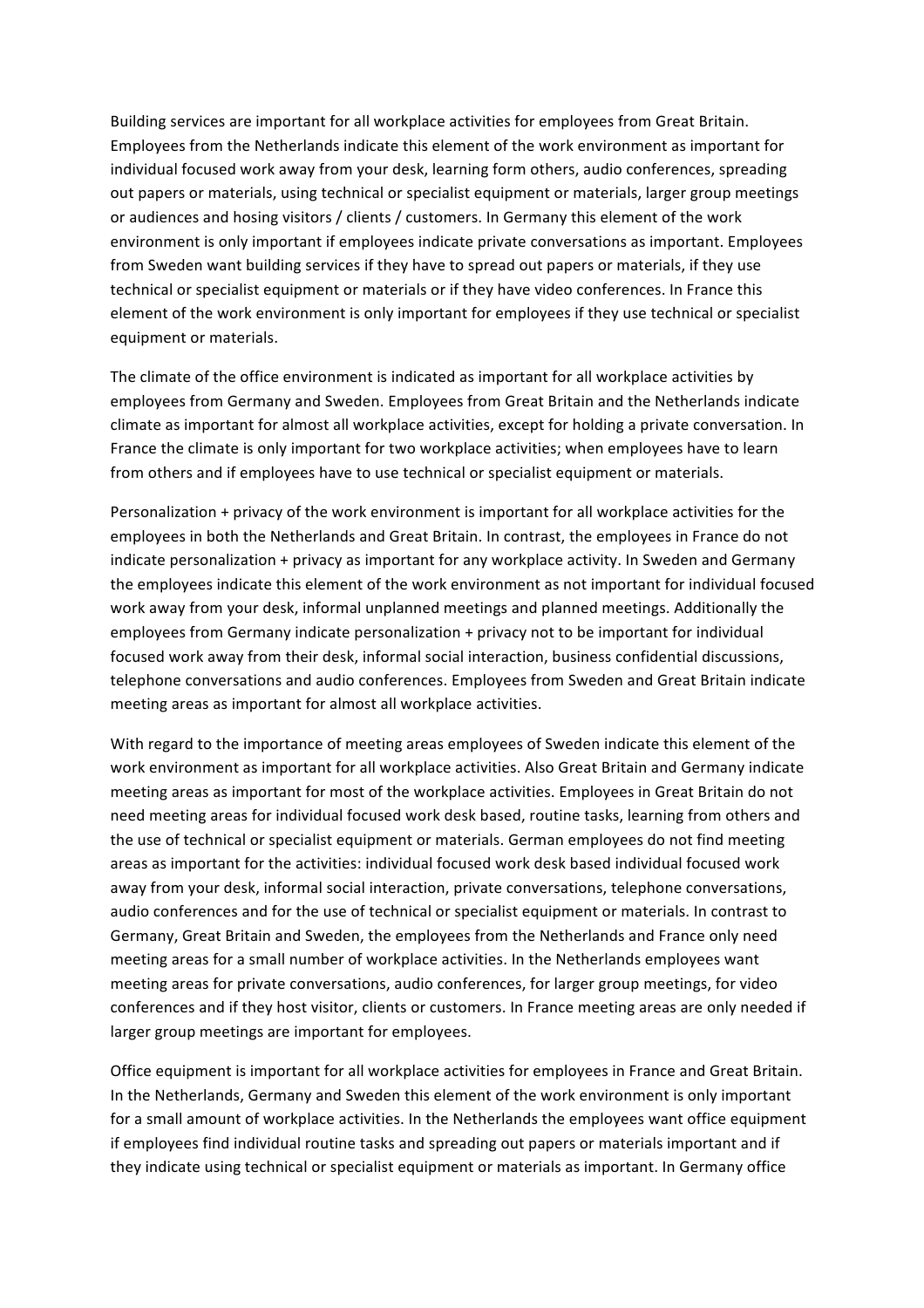Building services are important for all workplace activities for employees from Great Britain. Employees from the Netherlands indicate this element of the work environment as important for individual focused work away from your desk, learning form others, audio conferences, spreading out papers or materials, using technical or specialist equipment or materials, larger group meetings or audiences and hosing visitors / clients / customers. In Germany this element of the work environment is only important if employees indicate private conversations as important. Employees from Sweden want building services if they have to spread out papers or materials, if they use technical or specialist equipment or materials or if they have video conferences. In France this element of the work environment is only important for employees if they use technical or specialist equipment or materials.

The climate of the office environment is indicated as important for all workplace activities by employees from Germany and Sweden. Employees from Great Britain and the Netherlands indicate climate as important for almost all workplace activities, except for holding a private conversation. In France the climate is only important for two workplace activities; when employees have to learn from others and if employees have to use technical or specialist equipment or materials.

Personalization + privacy of the work environment is important for all workplace activities for the employees in both the Netherlands and Great Britain. In contrast, the employees in France do not indicate personalization + privacy as important for any workplace activity. In Sweden and Germany the employees indicate this element of the work environment as not important for individual focused work away from your desk, informal unplanned meetings and planned meetings. Additionally the employees from Germany indicate personalization + privacy not to be important for individual focused work away from their desk, informal social interaction, business confidential discussions, telephone conversations and audio conferences. Employees from Sweden and Great Britain indicate meeting areas as important for almost all workplace activities.

With regard to the importance of meeting areas employees of Sweden indicate this element of the work environment as important for all workplace activities. Also Great Britain and Germany indicate meeting areas as important for most of the workplace activities. Employees in Great Britain do not need meeting areas for individual focused work desk based, routine tasks, learning from others and the use of technical or specialist equipment or materials. German employees do not find meeting areas as important for the activities: individual focused work desk based individual focused work away from your desk, informal social interaction, private conversations, telephone conversations, audio conferences and for the use of technical or specialist equipment or materials. In contrast to Germany, Great Britain and Sweden, the employees from the Netherlands and France only need meeting areas for a small number of workplace activities. In the Netherlands employees want meeting areas for private conversations, audio conferences, for larger group meetings, for video conferences and if they host visitor, clients or customers. In France meeting areas are only needed if larger group meetings are important for employees.

Office equipment is important for all workplace activities for employees in France and Great Britain. In the Netherlands, Germany and Sweden this element of the work environment is only important for a small amount of workplace activities. In the Netherlands the employees want office equipment if employees find individual routine tasks and spreading out papers or materials important and if they indicate using technical or specialist equipment or materials as important. In Germany office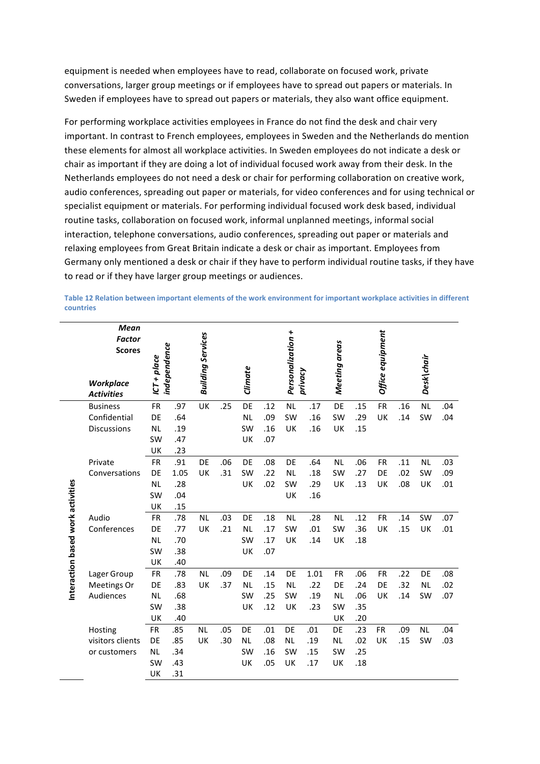equipment is needed when employees have to read, collaborate on focused work, private conversations, larger group meetings or if employees have to spread out papers or materials. In Sweden if employees have to spread out papers or materials, they also want office equipment.

For performing workplace activities employees in France do not find the desk and chair very important. In contrast to French employees, employees in Sweden and the Netherlands do mention these elements for almost all workplace activities. In Sweden employees do not indicate a desk or chair as important if they are doing a lot of individual focused work away from their desk. In the Netherlands employees do not need a desk or chair for performing collaboration on creative work, audio conferences, spreading out paper or materials, for video conferences and for using technical or specialist equipment or materials. For performing individual focused work desk based, individual routine tasks, collaboration on focused work, informal unplanned meetings, informal social interaction, telephone conversations, audio conferences, spreading out paper or materials and relaxing employees from Great Britain indicate a desk or chair as important. Employees from Germany only mentioned a desk or chair if they have to perform individual routine tasks, if they have to read or if they have larger group meetings or audiences.

**Table 12 Relation between important elements of the work environment for important workplace activities in different countries**

| | *Mean Factor Scores* / *Workplace Activities* | ***ICT + place independence*** | | ***Building Services*** | | ***Climate*** | | ***Personalization + privacy*** | | ***Meeting areas*** | | ***Office equipment*** | | ***Desk\chair*** | |
|---|---|---|---|---|---|---|---|---|---|---|---|---|---|---|---|
| **Interaction based work activities** | Business Confidential Discussions | FR | .97 | UK | .25 | DE | .12 | NL | .17 | DE | .15 | FR | .16 | NL | .04 |
| | | DE | .64 | | | NL | .09 | SW | .16 | SW | .29 | UK | .14 | SW | .04 |
| | | NL | .19 | | | SW | .16 | UK | .16 | UK | .15 | | | | |
| | | SW | .47 | | | UK | .07 | | | | | | | | |
| | | UK | .23 | | | | | | | | | | | | |
| | Private Conversations | FR | .91 | DE | .06 | DE | .08 | DE | .64 | NL | .06 | FR | .11 | NL | .03 |
| | | DE | 1.05 | UK | .31 | SW | .22 | NL | .18 | SW | .27 | DE | .02 | SW | .09 |
| | | NL | .28 | | | UK | .02 | SW | .29 | UK | .13 | UK | .08 | UK | .01 |
| | | SW | .04 | | | | | UK | .16 | | | | | | |
| | | UK | .15 | | | | | | | | | | | | |
| | Audio Conferences | FR | .78 | NL | .03 | DE | .18 | NL | .28 | NL | .12 | FR | .14 | SW | .07 |
| | | DE | .77 | UK | .21 | NL | .17 | SW | .01 | SW | .36 | UK | .15 | UK | .01 |
| | | NL | .70 | | | SW | .17 | UK | .14 | UK | .18 | | | | |
| | | SW | .38 | | | UK | .07 | | | | | | | | |
| | | UK | .40 | | | | | | | | | | | | |
| | Lager Group Meetings Or Audiences | FR | .78 | NL | .09 | DE | .14 | DE | 1.01 | FR | .06 | FR | .22 | DE | .08 |
| | | DE | .83 | UK | .37 | NL | .15 | NL | .22 | DE | .24 | DE | .32 | NL | .02 |
| | | NL | .68 | | | SW | .25 | SW | .19 | NL | .06 | UK | .14 | SW | .07 |
| | | SW | .38 | | | UK | .12 | UK | .23 | SW | .35 | | | | |
| | | UK | .40 | | | | | | | UK | .20 | | | | |
| | Hosting visitors clients or customers | FR | .85 | NL | .05 | DE | .01 | DE | .01 | DE | .23 | FR | .09 | NL | .04 |
| | | DE | .85 | UK | .30 | NL | .08 | NL | .19 | NL | .02 | UK | .15 | SW | .03 |
| | | NL | .34 | | | SW | .16 | SW | .15 | SW | .25 | | | | |
| | | SW | .43 | | | UK | .05 | UK | .17 | UK | .18 | | | | |
| | | UK | .31 | | | | | | | | | | | | |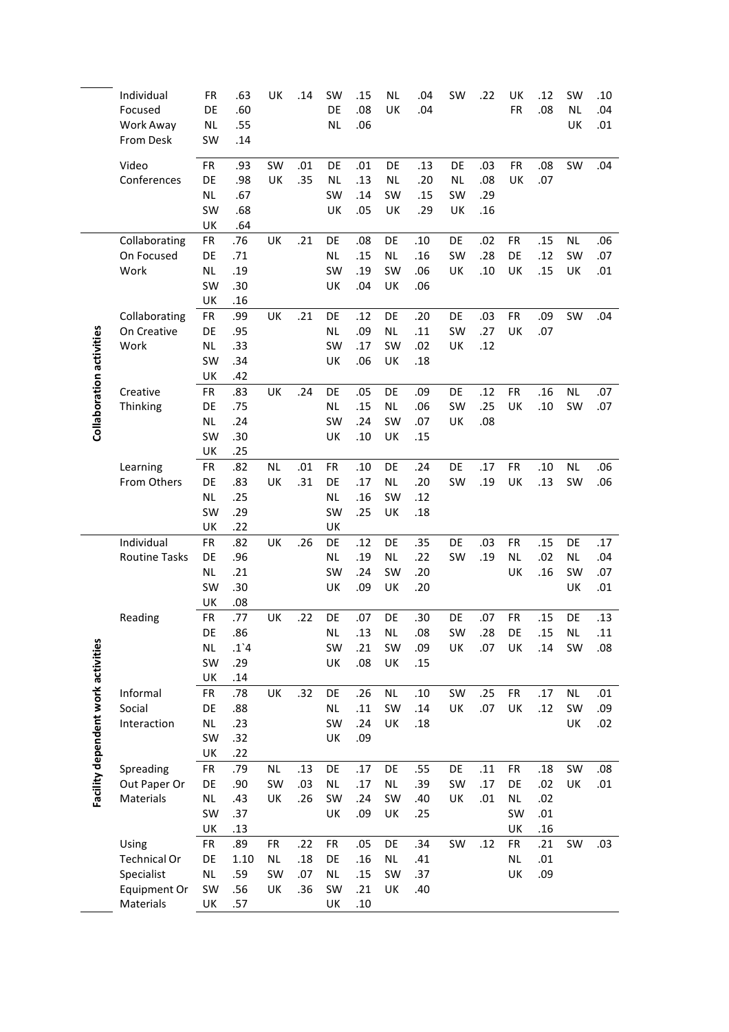| | | | | | | | | | | | | | | | |
|---|---|---|---|---|---|---|---|---|---|---|---|---|---|---|---|
| | Individual Focused Work Away From Desk | FR | .63 | UK | .14 | SW | .15 | NL | .04 | SW | .22 | UK | .12 | SW | .10 |
| | | DE | .60 | | | DE | .08 | UK | .04 | | | FR | .08 | NL | .04 |
| | | NL | .55 | | | NL | .06 | | | | | | | UK | .01 |
| | | SW | .14 | | | | | | | | | | | | |
| | Video Conferences | FR | .93 | SW | .01 | DE | .01 | DE | .13 | DE | .03 | FR | .08 | SW | .04 |
| | | DE | .98 | UK | .35 | NL | .13 | NL | .20 | NL | .08 | UK | .07 | | |
| | | NL | .67 | | | SW | .14 | SW | .15 | SW | .29 | | | | |
| | | SW | .68 | | | UK | .05 | UK | .29 | UK | .16 | | | | |
| | | UK | .64 | | | | | | | | | | | | |
| **Collaboration activities** | Collaborating On Focused Work | FR | .76 | UK | .21 | DE | .08 | DE | .10 | DE | .02 | FR | .15 | NL | .06 |
| | | DE | .71 | | | NL | .15 | NL | .16 | SW | .28 | DE | .12 | SW | .07 |
| | | NL | .19 | | | SW | .19 | SW | .06 | UK | .10 | UK | .15 | UK | .01 |
| | | SW | .30 | | | UK | .04 | UK | .06 | | | | | | |
| | | UK | .16 | | | | | | | | | | | | |
| | Collaborating On Creative Work | FR | .99 | UK | .21 | DE | .12 | DE | .20 | DE | .03 | FR | .09 | SW | .04 |
| | | DE | .95 | | | NL | .09 | NL | .11 | SW | .27 | UK | .07 | | |
| | | NL | .33 | | | SW | .17 | SW | .02 | UK | .12 | | | | |
| | | SW | .34 | | | UK | .06 | UK | .18 | | | | | | |
| | | UK | .42 | | | | | | | | | | | | |
| | Creative Thinking | FR | .83 | UK | .24 | DE | .05 | DE | .09 | DE | .12 | FR | .16 | NL | .07 |
| | | DE | .75 | | | NL | .15 | NL | .06 | SW | .25 | UK | .10 | SW | .07 |
| | | NL | .24 | | | SW | .24 | SW | .07 | UK | .08 | | | | |
| | | SW | .30 | | | UK | .10 | UK | .15 | | | | | | |
| | | UK | .25 | | | | | | | | | | | | |
| | Learning From Others | FR | .82 | NL | .01 | FR | .10 | DE | .24 | DE | .17 | FR | .10 | NL | .06 |
| | | DE | .83 | UK | .31 | DE | .17 | NL | .20 | SW | .19 | UK | .13 | SW | .06 |
| | | NL | .25 | | | NL | .16 | SW | .12 | | | | | | |
| | | SW | .29 | | | SW | .25 | UK | .18 | | | | | | |
| | | UK | .22 | | | UK | | | | | | | | | |
| **Facility dependent work activities** | Individual Routine Tasks | FR | .82 | UK | .26 | DE | .12 | DE | .35 | DE | .03 | FR | .15 | DE | .17 |
| | | DE | .96 | | | NL | .19 | NL | .22 | SW | .19 | NL | .02 | NL | .04 |
| | | NL | .21 | | | SW | .24 | SW | .20 | | | UK | .16 | SW | .07 |
| | | SW | .30 | | | UK | .09 | UK | .20 | | | | | UK | .01 |
| | | UK | .08 | | | | | | | | | | | | |
| | Reading | FR | .77 | UK | .22 | DE | .07 | DE | .30 | DE | .07 | FR | .15 | DE | .13 |
| | | DE | .86 | | | NL | .13 | NL | .08 | SW | .28 | DE | .15 | NL | .11 |
| | | NL | .1`4 | | | SW | .21 | SW | .09 | UK | .07 | UK | .14 | SW | .08 |
| | | SW | .29 | | | UK | .08 | UK | .15 | | | | | | |
| | | UK | .14 | | | | | | | | | | | | |
| | Informal Social Interaction | FR | .78 | UK | .32 | DE | .26 | NL | .10 | SW | .25 | FR | .17 | NL | .01 |
| | | DE | .88 | | | NL | .11 | SW | .14 | UK | .07 | UK | .12 | SW | .09 |
| | | NL | .23 | | | SW | .24 | UK | .18 | | | | | UK | .02 |
| | | SW | .32 | | | UK | .09 | | | | | | | | |
| | | UK | .22 | | | | | | | | | | | | |
| | Spreading Out Paper Or Materials | FR | .79 | NL | .13 | DE | .17 | DE | .55 | DE | .11 | FR | .18 | SW | .08 |
| | | DE | .90 | SW | .03 | NL | .17 | NL | .39 | SW | .17 | DE | .02 | UK | .01 |
| | | NL | .43 | UK | .26 | SW | .24 | SW | .40 | UK | .01 | NL | .02 | | |
| | | SW | .37 | | | UK | .09 | UK | .25 | | | SW | .01 | | |
| | | UK | .13 | | | | | | | | | UK | .16 | | |
| | Using Technical Or Specialist Equipment Or Materials | FR | .89 | FR | .22 | FR | .05 | DE | .34 | SW | .12 | FR | .21 | SW | .03 |
| | | DE | 1.10 | NL | .18 | DE | .16 | NL | .41 | | | NL | .01 | | |
| | | NL | .59 | SW | .07 | NL | .15 | SW | .37 | | | UK | .09 | | |
| | | SW | .56 | UK | .36 | SW | .21 | UK | .40 | | | | | | |
| | | UK | .57 | | | UK | .10 | | | | | | | | |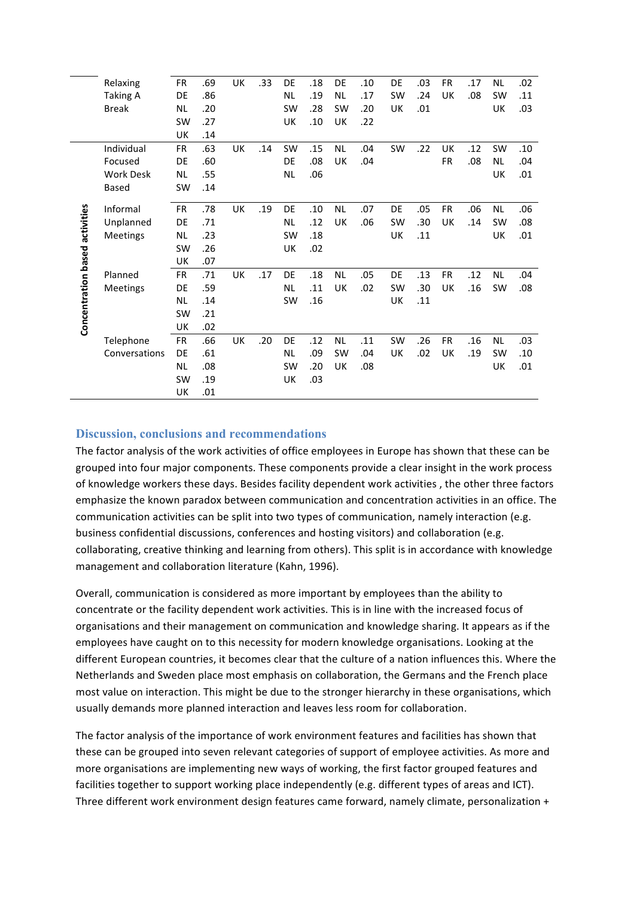|  |  |  |  |  |  |  |  |  |  |  |  |  |  |  |  |
|---|---|---|---|---|---|---|---|---|---|---|---|---|---|---|---|
|  | Relaxing Taking A Break | FR | .69 | UK | .33 | DE | .18 | DE | .10 | DE | .03 | FR | .17 | NL | .02 |
|  |  | DE | .86 |  |  | NL | .19 | NL | .17 | SW | .24 | UK | .08 | SW | .11 |
|  |  | NL | .20 |  |  | SW | .28 | SW | .20 | UK | .01 |  |  | UK | .03 |
|  |  | SW | .27 |  |  | UK | .10 | UK | .22 |  |  |  |  |  |  |
|  |  | UK | .14 |  |  |  |  |  |  |  |  |  |  |  |  |
| Concentration based activities | Individual Focused Work Desk Based | FR | .63 | UK | .14 | SW | .15 | NL | .04 | SW | .22 | UK | .12 | SW | .10 |
|  |  | DE | .60 |  |  | DE | .08 | UK | .04 |  |  | FR | .08 | NL | .04 |
|  |  | NL | .55 |  |  | NL | .06 |  |  |  |  |  |  | UK | .01 |
|  |  | SW | .14 |  |  |  |  |  |  |  |  |  |  |  |  |
|  | Informal Unplanned Meetings | FR | .78 | UK | .19 | DE | .10 | NL | .07 | DE | .05 | FR | .06 | NL | .06 |
|  |  | DE | .71 |  |  | NL | .12 | UK | .06 | SW | .30 | UK | .14 | SW | .08 |
|  |  | NL | .23 |  |  | SW | .18 |  |  | UK | .11 |  |  | UK | .01 |
|  |  | SW | .26 |  |  | UK | .02 |  |  |  |  |  |  |  |  |
|  |  | UK | .07 |  |  |  |  |  |  |  |  |  |  |  |  |
|  | Planned Meetings | FR | .71 | UK | .17 | DE | .18 | NL | .05 | DE | .13 | FR | .12 | NL | .04 |
|  |  | DE | .59 |  |  | NL | .11 | UK | .02 | SW | .30 | UK | .16 | SW | .08 |
|  |  | NL | .14 |  |  | SW | .16 |  |  | UK | .11 |  |  |  |  |
|  |  | SW | .21 |  |  |  |  |  |  |  |  |  |  |  |  |
|  |  | UK | .02 |  |  |  |  |  |  |  |  |  |  |  |  |
|  | Telephone Conversations | FR | .66 | UK | .20 | DE | .12 | NL | .11 | SW | .26 | FR | .16 | NL | .03 |
|  |  | DE | .61 |  |  | NL | .09 | SW | .04 | UK | .02 | UK | .19 | SW | .10 |
|  |  | NL | .08 |  |  | SW | .20 | UK | .08 |  |  |  |  | UK | .01 |
|  |  | SW | .19 |  |  | UK | .03 |  |  |  |  |  |  |  |  |
|  |  | UK | .01 |  |  |  |  |  |  |  |  |  |  |  |  |

## Discussion, conclusions and recommendations

The factor analysis of the work activities of office employees in Europe has shown that these can be grouped into four major components. These components provide a clear insight in the work process of knowledge workers these days. Besides facility dependent work activities , the other three factors emphasize the known paradox between communication and concentration activities in an office. The communication activities can be split into two types of communication, namely interaction (e.g. business confidential discussions, conferences and hosting visitors) and collaboration (e.g. collaborating, creative thinking and learning from others). This split is in accordance with knowledge management and collaboration literature (Kahn, 1996).

Overall, communication is considered as more important by employees than the ability to concentrate or the facility dependent work activities. This is in line with the increased focus of organisations and their management on communication and knowledge sharing. It appears as if the employees have caught on to this necessity for modern knowledge organisations. Looking at the different European countries, it becomes clear that the culture of a nation influences this. Where the Netherlands and Sweden place most emphasis on collaboration, the Germans and the French place most value on interaction. This might be due to the stronger hierarchy in these organisations, which usually demands more planned interaction and leaves less room for collaboration.

The factor analysis of the importance of work environment features and facilities has shown that these can be grouped into seven relevant categories of support of employee activities. As more and more organisations are implementing new ways of working, the first factor grouped features and facilities together to support working place independently (e.g. different types of areas and ICT). Three different work environment design features came forward, namely climate, personalization +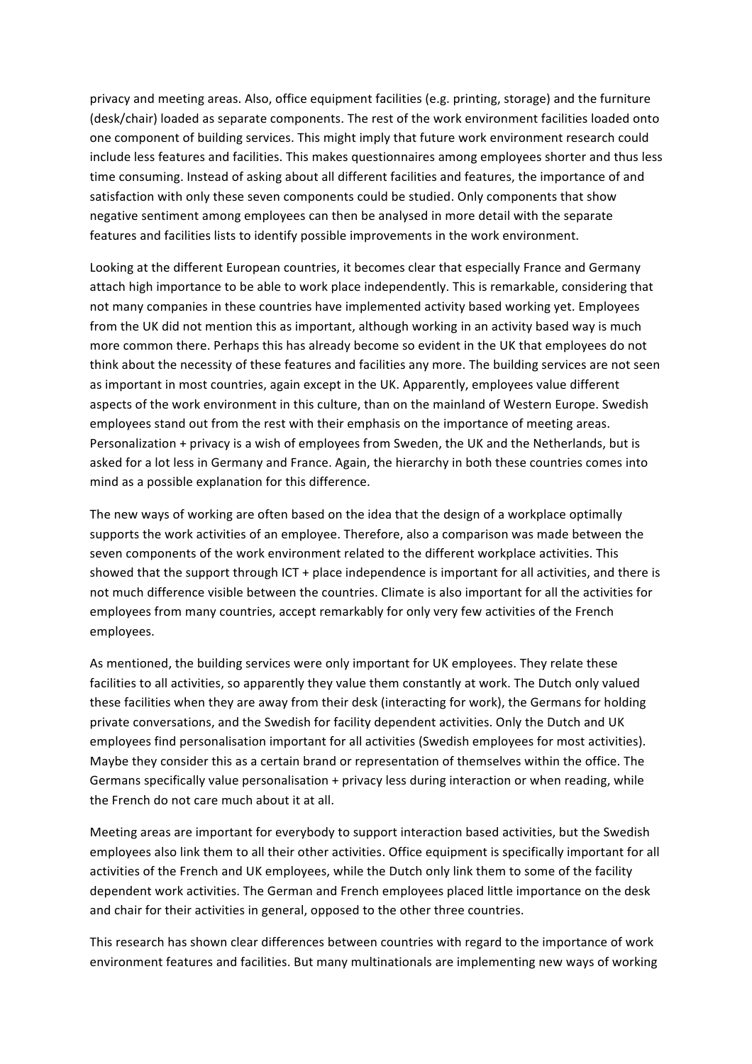privacy and meeting areas. Also, office equipment facilities (e.g. printing, storage) and the furniture (desk/chair) loaded as separate components. The rest of the work environment facilities loaded onto one component of building services. This might imply that future work environment research could include less features and facilities. This makes questionnaires among employees shorter and thus less time consuming. Instead of asking about all different facilities and features, the importance of and satisfaction with only these seven components could be studied. Only components that show negative sentiment among employees can then be analysed in more detail with the separate features and facilities lists to identify possible improvements in the work environment.

Looking at the different European countries, it becomes clear that especially France and Germany attach high importance to be able to work place independently. This is remarkable, considering that not many companies in these countries have implemented activity based working yet. Employees from the UK did not mention this as important, although working in an activity based way is much more common there. Perhaps this has already become so evident in the UK that employees do not think about the necessity of these features and facilities any more. The building services are not seen as important in most countries, again except in the UK. Apparently, employees value different aspects of the work environment in this culture, than on the mainland of Western Europe. Swedish employees stand out from the rest with their emphasis on the importance of meeting areas. Personalization + privacy is a wish of employees from Sweden, the UK and the Netherlands, but is asked for a lot less in Germany and France. Again, the hierarchy in both these countries comes into mind as a possible explanation for this difference.

The new ways of working are often based on the idea that the design of a workplace optimally supports the work activities of an employee. Therefore, also a comparison was made between the seven components of the work environment related to the different workplace activities. This showed that the support through ICT + place independence is important for all activities, and there is not much difference visible between the countries. Climate is also important for all the activities for employees from many countries, accept remarkably for only very few activities of the French employees.

As mentioned, the building services were only important for UK employees. They relate these facilities to all activities, so apparently they value them constantly at work. The Dutch only valued these facilities when they are away from their desk (interacting for work), the Germans for holding private conversations, and the Swedish for facility dependent activities. Only the Dutch and UK employees find personalisation important for all activities (Swedish employees for most activities). Maybe they consider this as a certain brand or representation of themselves within the office. The Germans specifically value personalisation + privacy less during interaction or when reading, while the French do not care much about it at all.

Meeting areas are important for everybody to support interaction based activities, but the Swedish employees also link them to all their other activities. Office equipment is specifically important for all activities of the French and UK employees, while the Dutch only link them to some of the facility dependent work activities. The German and French employees placed little importance on the desk and chair for their activities in general, opposed to the other three countries.

This research has shown clear differences between countries with regard to the importance of work environment features and facilities. But many multinationals are implementing new ways of working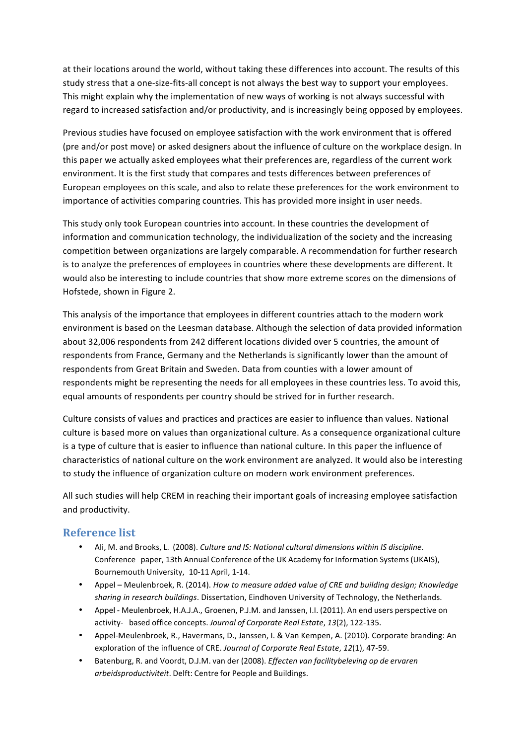at their locations around the world, without taking these differences into account. The results of this study stress that a one-size-fits-all concept is not always the best way to support your employees. This might explain why the implementation of new ways of working is not always successful with regard to increased satisfaction and/or productivity, and is increasingly being opposed by employees.

Previous studies have focused on employee satisfaction with the work environment that is offered (pre and/or post move) or asked designers about the influence of culture on the workplace design. In this paper we actually asked employees what their preferences are, regardless of the current work environment. It is the first study that compares and tests differences between preferences of European employees on this scale, and also to relate these preferences for the work environment to importance of activities comparing countries. This has provided more insight in user needs.

This study only took European countries into account. In these countries the development of information and communication technology, the individualization of the society and the increasing competition between organizations are largely comparable. A recommendation for further research is to analyze the preferences of employees in countries where these developments are different. It would also be interesting to include countries that show more extreme scores on the dimensions of Hofstede, shown in Figure 2.

This analysis of the importance that employees in different countries attach to the modern work environment is based on the Leesman database. Although the selection of data provided information about 32,006 respondents from 242 different locations divided over 5 countries, the amount of respondents from France, Germany and the Netherlands is significantly lower than the amount of respondents from Great Britain and Sweden. Data from counties with a lower amount of respondents might be representing the needs for all employees in these countries less. To avoid this, equal amounts of respondents per country should be strived for in further research.

Culture consists of values and practices and practices are easier to influence than values. National culture is based more on values than organizational culture. As a consequence organizational culture is a type of culture that is easier to influence than national culture. In this paper the influence of characteristics of national culture on the work environment are analyzed. It would also be interesting to study the influence of organization culture on modern work environment preferences.

All such studies will help CREM in reaching their important goals of increasing employee satisfaction and productivity.

## Reference list

- Ali, M. and Brooks, L. (2008). *Culture and IS: National cultural dimensions within IS discipline*. Conference paper, 13th Annual Conference of the UK Academy for Information Systems (UKAIS), Bournemouth University, 10-11 April, 1-14.
- Appel – Meulenbroek, R. (2014). *How to measure added value of CRE and building design; Knowledge sharing in research buildings*. Dissertation, Eindhoven University of Technology, the Netherlands.
- Appel - Meulenbroek, H.A.J.A., Groenen, P.J.M. and Janssen, I.I. (2011). An end users perspective on activity- based office concepts. *Journal of Corporate Real Estate*, *13*(2), 122-135.
- Appel-Meulenbroek, R., Havermans, D., Janssen, I. & Van Kempen, A. (2010). Corporate branding: An exploration of the influence of CRE. *Journal of Corporate Real Estate*, *12*(1), 47-59.
- Batenburg, R. and Voordt, D.J.M. van der (2008). *Effecten van facilitybeleving op de ervaren arbeidsproductiviteit*. Delft: Centre for People and Buildings.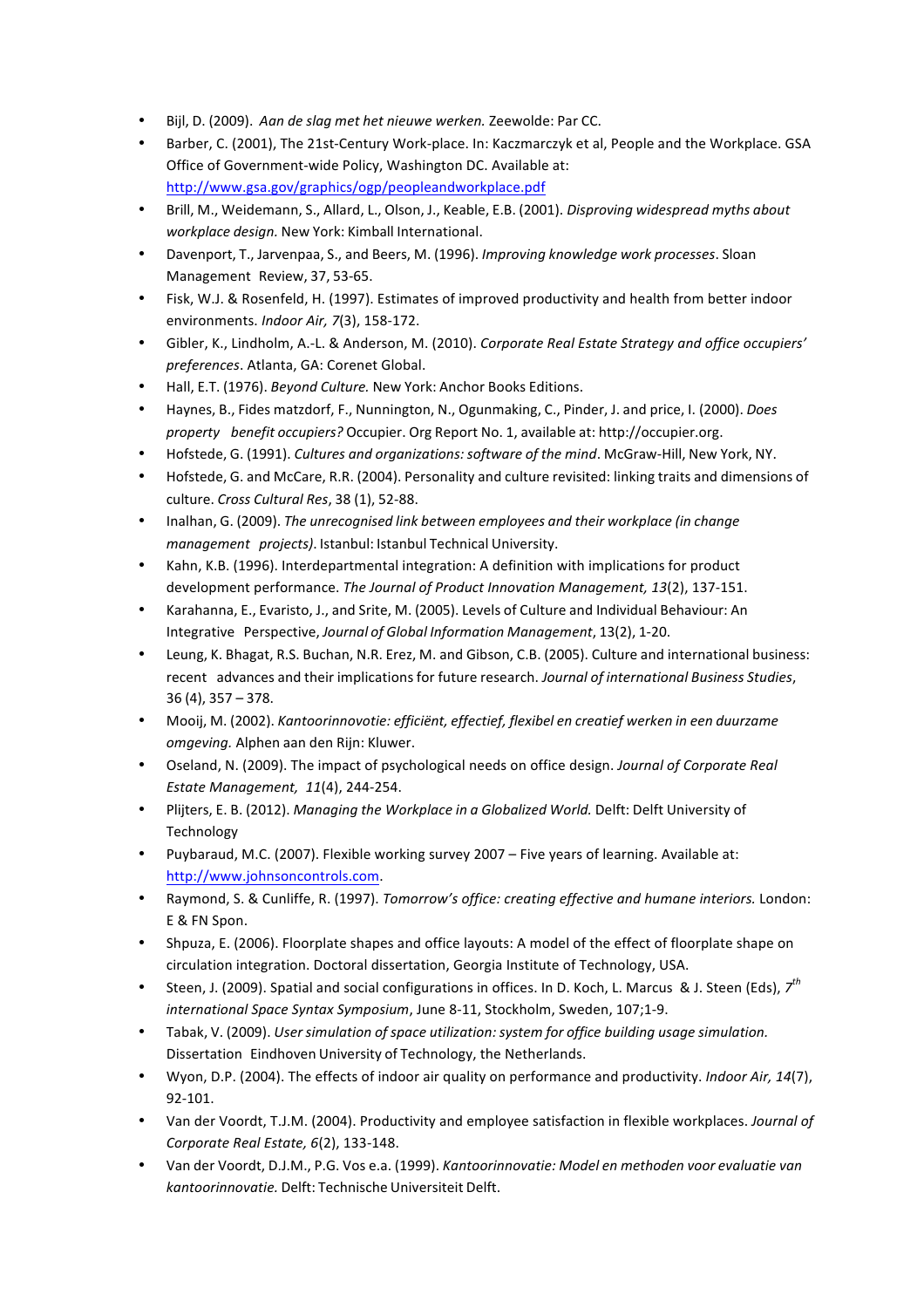- Bijl, D. (2009). *Aan de slag met het nieuwe werken.* Zeewolde: Par CC.
- Barber, C. (2001), The 21st-Century Work-place. In: Kaczmarczyk et al, People and the Workplace. GSA Office of Government-wide Policy, Washington DC. Available at: http://www.gsa.gov/graphics/ogp/peopleandworkplace.pdf
- Brill, M., Weidemann, S., Allard, L., Olson, J., Keable, E.B. (2001). *Disproving widespread myths about workplace design.* New York: Kimball International.
- Davenport, T., Jarvenpaa, S., and Beers, M. (1996). *Improving knowledge work processes*. Sloan Management Review, 37, 53-65.
- Fisk, W.J. & Rosenfeld, H. (1997). Estimates of improved productivity and health from better indoor environments. *Indoor Air, 7*(3), 158-172.
- Gibler, K., Lindholm, A.-L. & Anderson, M. (2010). *Corporate Real Estate Strategy and office occupiers' preferences*. Atlanta, GA: Corenet Global.
- Hall, E.T. (1976). *Beyond Culture.* New York: Anchor Books Editions.
- Haynes, B., Fides matzdorf, F., Nunnington, N., Ogunmaking, C., Pinder, J. and price, I. (2000). *Does property benefit occupiers?* Occupier. Org Report No. 1, available at: http://occupier.org.
- Hofstede, G. (1991). *Cultures and organizations: software of the mind*. McGraw-Hill, New York, NY.
- Hofstede, G. and McCare, R.R. (2004). Personality and culture revisited: linking traits and dimensions of culture. *Cross Cultural Res*, 38 (1), 52-88.
- Inalhan, G. (2009). *The unrecognised link between employees and their workplace (in change management projects)*. Istanbul: Istanbul Technical University.
- Kahn, K.B. (1996). Interdepartmental integration: A definition with implications for product development performance. *The Journal of Product Innovation Management, 13*(2), 137-151.
- Karahanna, E., Evaristo, J., and Srite, M. (2005). Levels of Culture and Individual Behaviour: An Integrative Perspective, *Journal of Global Information Management*, 13(2), 1-20.
- Leung, K. Bhagat, R.S. Buchan, N.R. Erez, M. and Gibson, C.B. (2005). Culture and international business: recent advances and their implications for future research. *Journal of international Business Studies*, 36 (4), 357 – 378.
- Mooij, M. (2002). *Kantoorinnovatie: efficiënt, effectief, flexibel en creatief werken in een duurzame omgeving.* Alphen aan den Rijn: Kluwer.
- Oseland, N. (2009). The impact of psychological needs on office design. *Journal of Corporate Real Estate Management, 11*(4), 244-254.
- Plijters, E. B. (2012). *Managing the Workplace in a Globalized World.* Delft: Delft University of Technology
- Puybaraud, M.C. (2007). Flexible working survey 2007 – Five years of learning. Available at: http://www.johnsoncontrols.com.
- Raymond, S. & Cunliffe, R. (1997). *Tomorrow's office: creating effective and humane interiors.* London: E & FN Spon.
- Shpuza, E. (2006). Floorplate shapes and office layouts: A model of the effect of floorplate shape on circulation integration. Doctoral dissertation, Georgia Institute of Technology, USA.
- Steen, J. (2009). Spatial and social configurations in offices. In D. Koch, L. Marcus & J. Steen (Eds), *7th international Space Syntax Symposium*, June 8-11, Stockholm, Sweden, 107;1-9.
- Tabak, V. (2009). *User simulation of space utilization: system for office building usage simulation.* Dissertation Eindhoven University of Technology, the Netherlands.
- Wyon, D.P. (2004). The effects of indoor air quality on performance and productivity. *Indoor Air, 14*(7), 92-101.
- Van der Voordt, T.J.M. (2004). Productivity and employee satisfaction in flexible workplaces. *Journal of Corporate Real Estate, 6*(2), 133-148.
- Van der Voordt, D.J.M., P.G. Vos e.a. (1999). *Kantoorinnovatie: Model en methoden voor evaluatie van kantoorinnovatie.* Delft: Technische Universiteit Delft.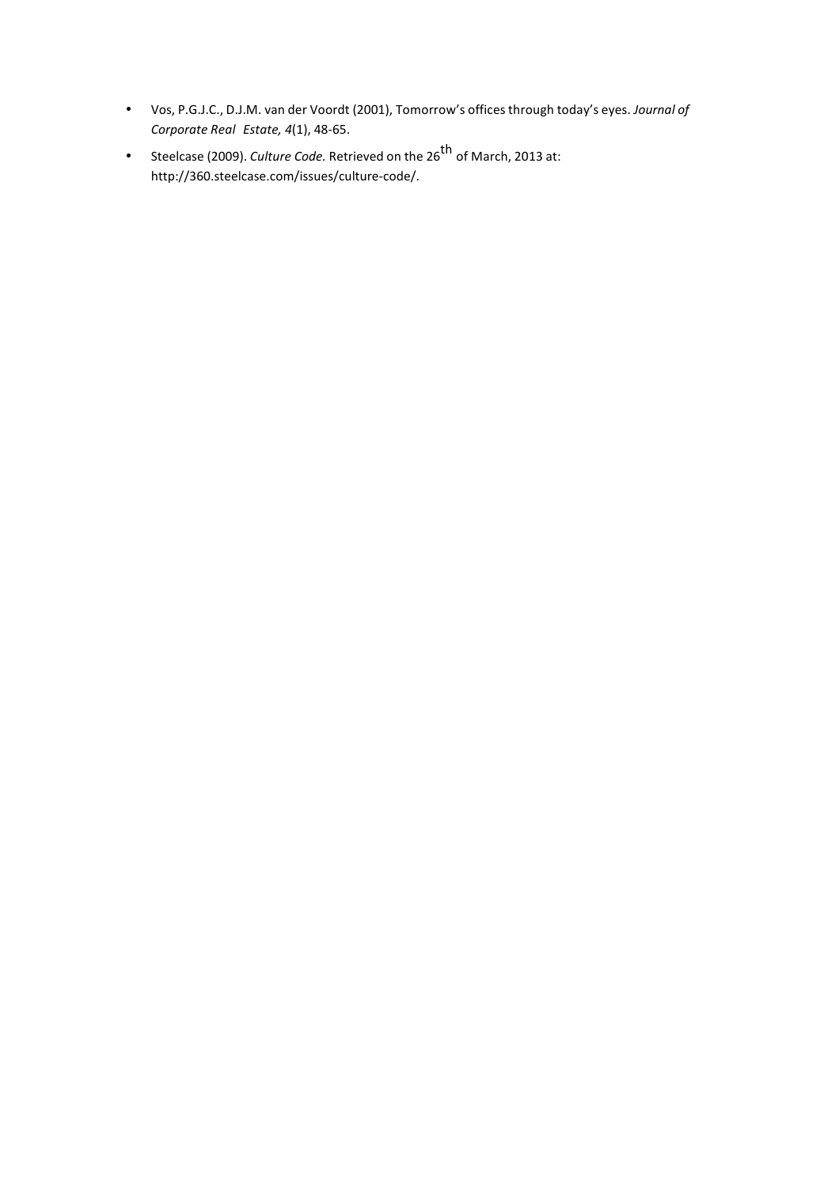- Vos, P.G.J.C., D.J.M. van der Voordt (2001), Tomorrow's offices through today's eyes. *Journal of Corporate Real Estate, 4*(1), 48-65.
- Steelcase (2009). *Culture Code.* Retrieved on the 26th of March, 2013 at: http://360.steelcase.com/issues/culture-code/.